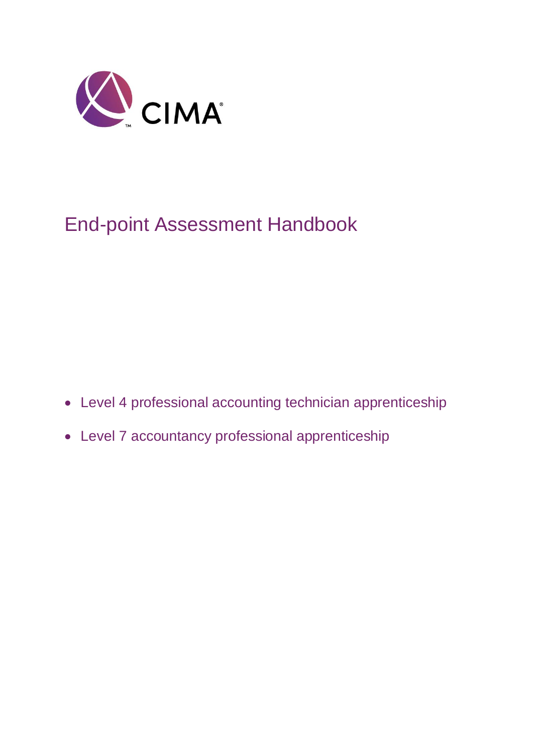CIMA

# End-point Assessment Handbook

- Level 4 professional accounting technician apprenticeship
- Level 7 accountancy professional apprenticeship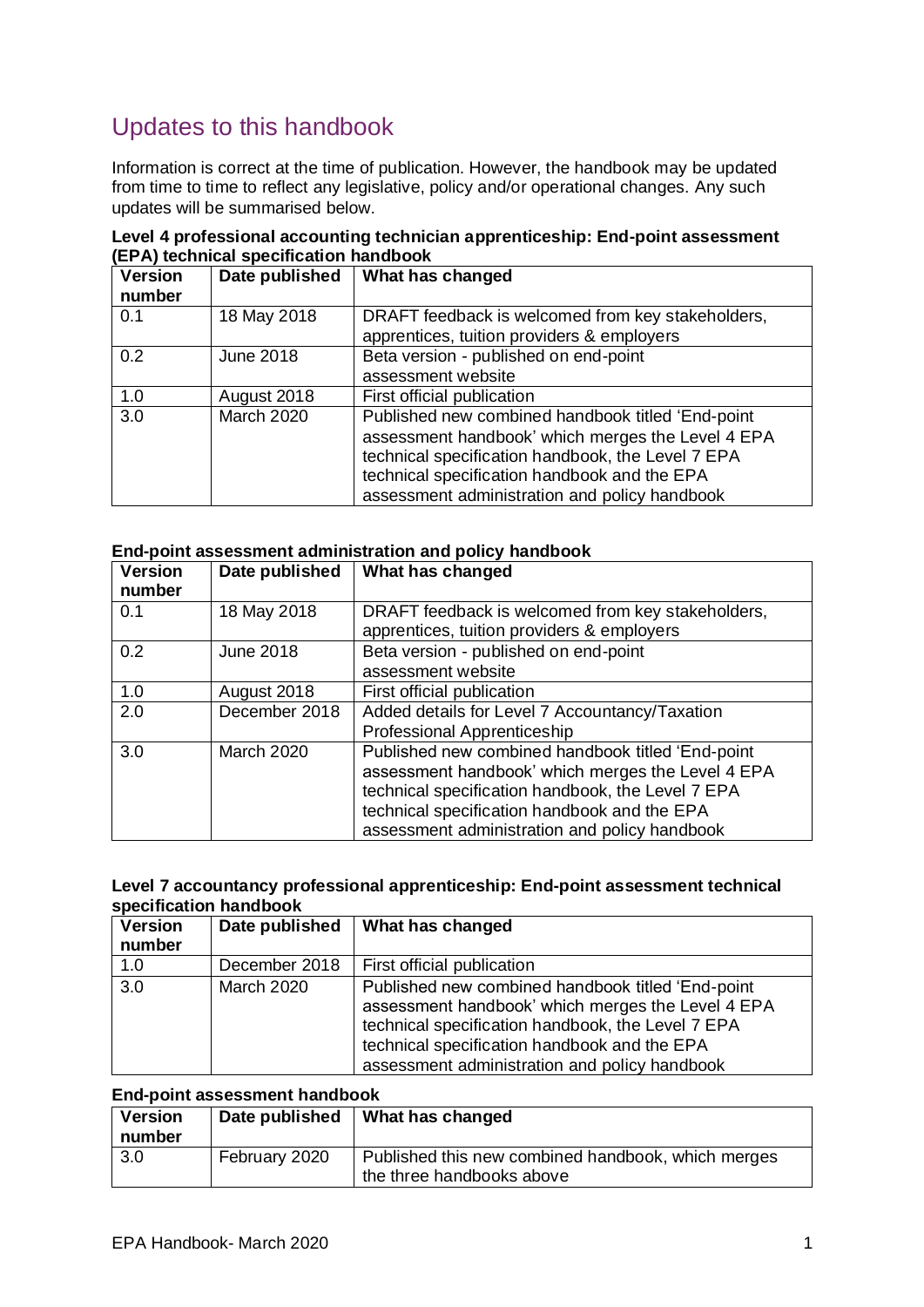# Updates to this handbook

Information is correct at the time of publication. However, the handbook may be updated from time to time to reflect any legislative, policy and/or operational changes. Any such updates will be summarised below.

**Level 4 professional accounting technician apprenticeship: End-point assessment (EPA) technical specification handbook**

| Version number | Date published | What has changed |
|---|---|---|
| 0.1 | 18 May 2018 | DRAFT feedback is welcomed from key stakeholders, apprentices, tuition providers & employers |
| 0.2 | June 2018 | Beta version - published on end-point assessment website |
| 1.0 | August 2018 | First official publication |
| 3.0 | March 2020 | Published new combined handbook titled 'End-point assessment handbook' which merges the Level 4 EPA technical specification handbook, the Level 7 EPA technical specification handbook and the EPA assessment administration and policy handbook |

**End-point assessment administration and policy handbook**

| Version number | Date published | What has changed |
|---|---|---|
| 0.1 | 18 May 2018 | DRAFT feedback is welcomed from key stakeholders, apprentices, tuition providers & employers |
| 0.2 | June 2018 | Beta version - published on end-point assessment website |
| 1.0 | August 2018 | First official publication |
| 2.0 | December 2018 | Added details for Level 7 Accountancy/Taxation Professional Apprenticeship |
| 3.0 | March 2020 | Published new combined handbook titled 'End-point assessment handbook' which merges the Level 4 EPA technical specification handbook, the Level 7 EPA technical specification handbook and the EPA assessment administration and policy handbook |

**Level 7 accountancy professional apprenticeship: End-point assessment technical specification handbook**

| Version number | Date published | What has changed |
|---|---|---|
| 1.0 | December 2018 | First official publication |
| 3.0 | March 2020 | Published new combined handbook titled 'End-point assessment handbook' which merges the Level 4 EPA technical specification handbook, the Level 7 EPA technical specification handbook and the EPA assessment administration and policy handbook |

**End-point assessment handbook**

| Version number | Date published | What has changed |
|---|---|---|
| 3.0 | February 2020 | Published this new combined handbook, which merges the three handbooks above |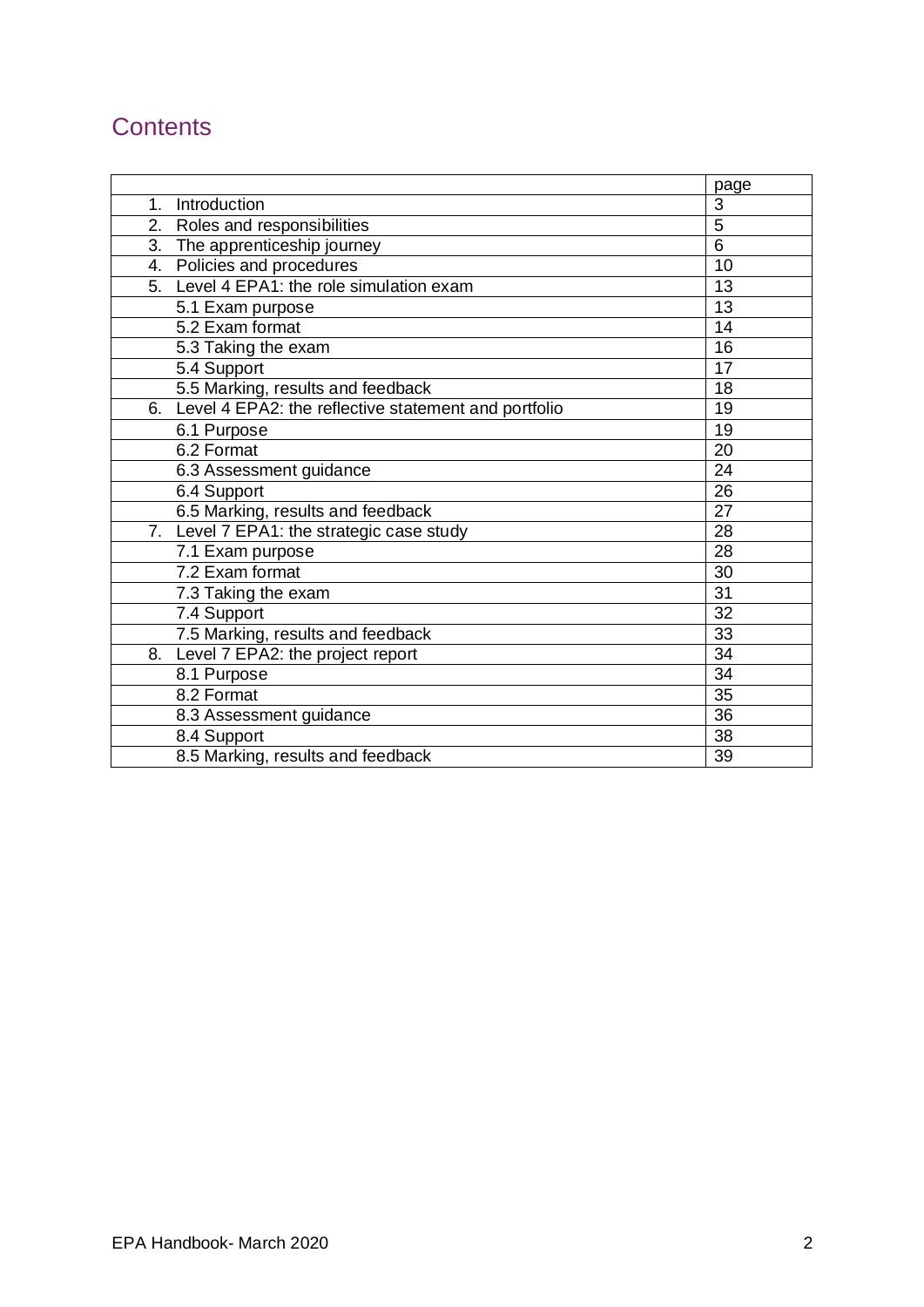## Contents

| | page |
|---|---|
| 1. Introduction | 3 |
| 2. Roles and responsibilities | 5 |
| 3. The apprenticeship journey | 6 |
| 4. Policies and procedures | 10 |
| 5. Level 4 EPA1: the role simulation exam | 13 |
| 5.1 Exam purpose | 13 |
| 5.2 Exam format | 14 |
| 5.3 Taking the exam | 16 |
| 5.4 Support | 17 |
| 5.5 Marking, results and feedback | 18 |
| 6. Level 4 EPA2: the reflective statement and portfolio | 19 |
| 6.1 Purpose | 19 |
| 6.2 Format | 20 |
| 6.3 Assessment guidance | 24 |
| 6.4 Support | 26 |
| 6.5 Marking, results and feedback | 27 |
| 7. Level 7 EPA1: the strategic case study | 28 |
| 7.1 Exam purpose | 28 |
| 7.2 Exam format | 30 |
| 7.3 Taking the exam | 31 |
| 7.4 Support | 32 |
| 7.5 Marking, results and feedback | 33 |
| 8. Level 7 EPA2: the project report | 34 |
| 8.1 Purpose | 34 |
| 8.2 Format | 35 |
| 8.3 Assessment guidance | 36 |
| 8.4 Support | 38 |
| 8.5 Marking, results and feedback | 39 |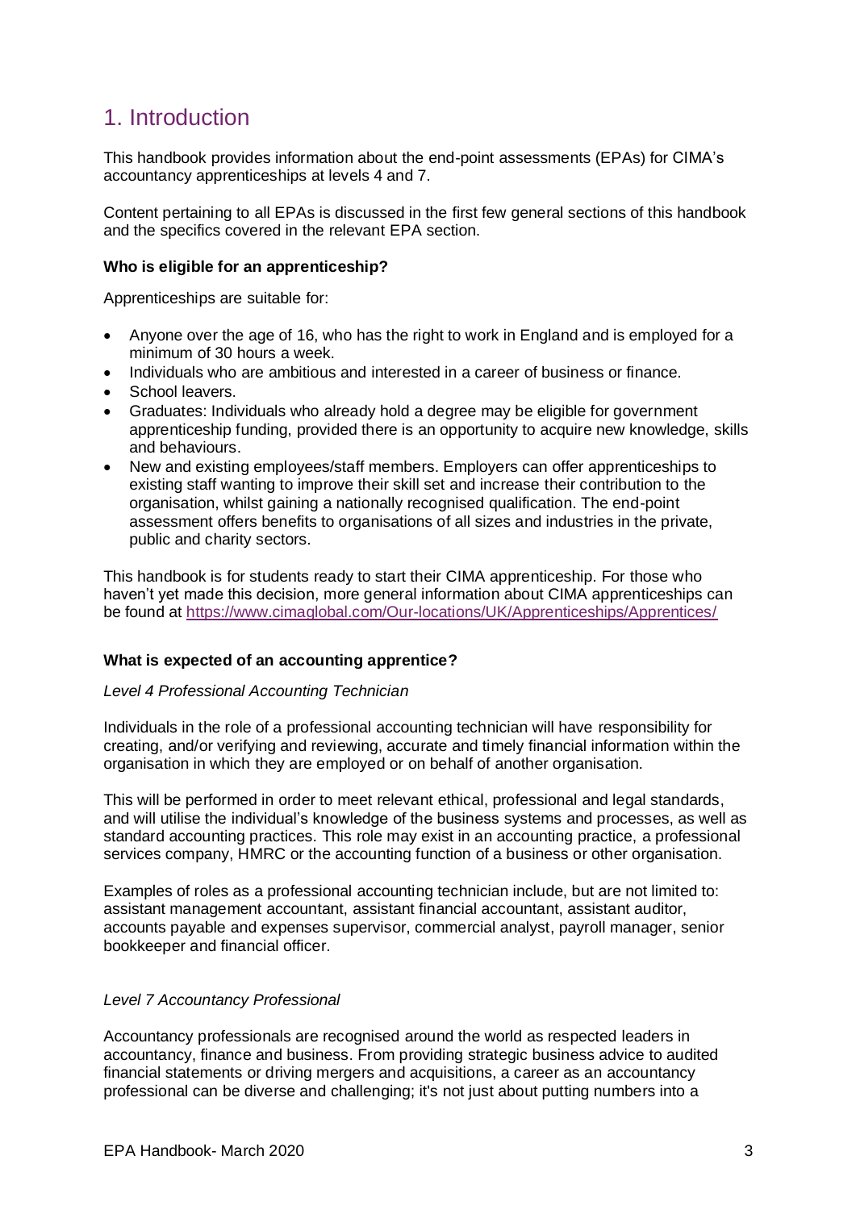# 1. Introduction

This handbook provides information about the end-point assessments (EPAs) for CIMA's accountancy apprenticeships at levels 4 and 7.

Content pertaining to all EPAs is discussed in the first few general sections of this handbook and the specifics covered in the relevant EPA section.

**Who is eligible for an apprenticeship?**

Apprenticeships are suitable for:

- Anyone over the age of 16, who has the right to work in England and is employed for a minimum of 30 hours a week.
- Individuals who are ambitious and interested in a career of business or finance.
- School leavers.
- Graduates: Individuals who already hold a degree may be eligible for government apprenticeship funding, provided there is an opportunity to acquire new knowledge, skills and behaviours.
- New and existing employees/staff members. Employers can offer apprenticeships to existing staff wanting to improve their skill set and increase their contribution to the organisation, whilst gaining a nationally recognised qualification. The end-point assessment offers benefits to organisations of all sizes and industries in the private, public and charity sectors.

This handbook is for students ready to start their CIMA apprenticeship. For those who haven't yet made this decision, more general information about CIMA apprenticeships can be found at https://www.cimaglobal.com/Our-locations/UK/Apprenticeships/Apprentices/

**What is expected of an accounting apprentice?**

*Level 4 Professional Accounting Technician*

Individuals in the role of a professional accounting technician will have responsibility for creating, and/or verifying and reviewing, accurate and timely financial information within the organisation in which they are employed or on behalf of another organisation.

This will be performed in order to meet relevant ethical, professional and legal standards, and will utilise the individual's knowledge of the business systems and processes, as well as standard accounting practices. This role may exist in an accounting practice, a professional services company, HMRC or the accounting function of a business or other organisation.

Examples of roles as a professional accounting technician include, but are not limited to: assistant management accountant, assistant financial accountant, assistant auditor, accounts payable and expenses supervisor, commercial analyst, payroll manager, senior bookkeeper and financial officer.

*Level 7 Accountancy Professional*

Accountancy professionals are recognised around the world as respected leaders in accountancy, finance and business. From providing strategic business advice to audited financial statements or driving mergers and acquisitions, a career as an accountancy professional can be diverse and challenging; it's not just about putting numbers into a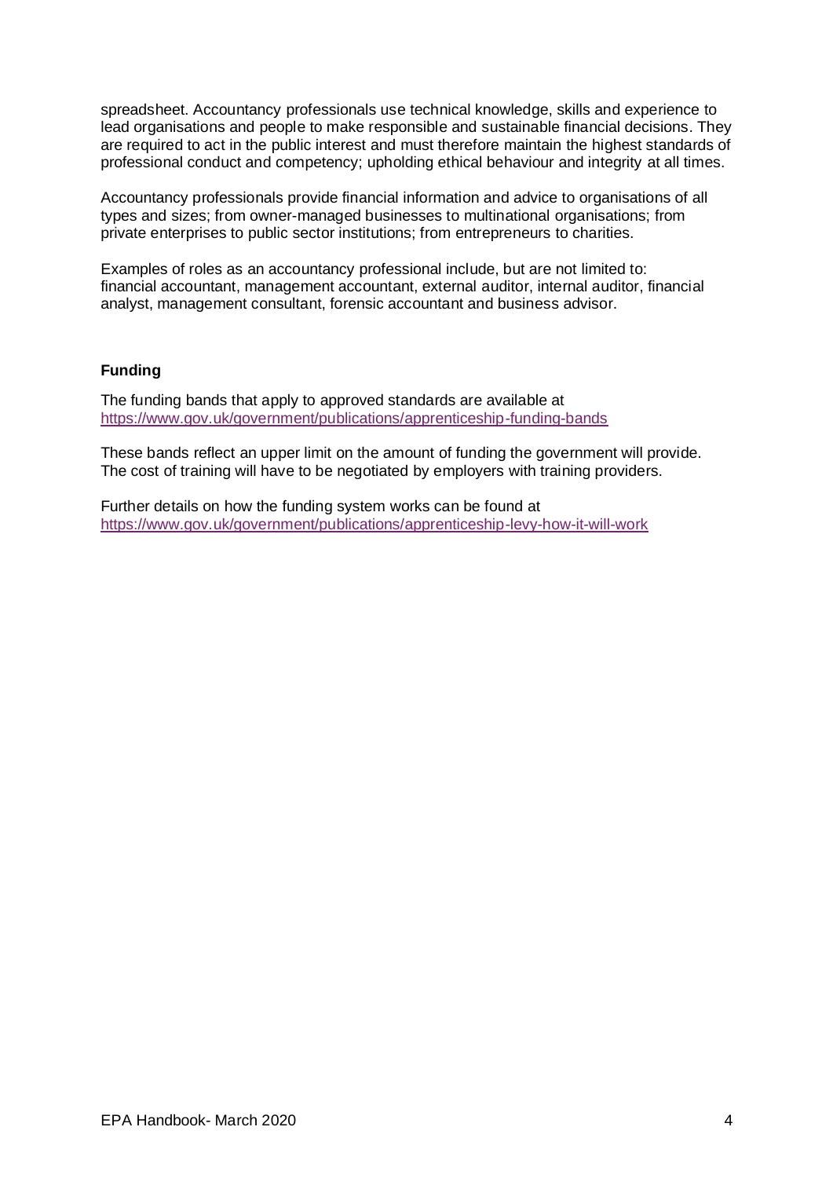spreadsheet. Accountancy professionals use technical knowledge, skills and experience to lead organisations and people to make responsible and sustainable financial decisions. They are required to act in the public interest and must therefore maintain the highest standards of professional conduct and competency; upholding ethical behaviour and integrity at all times.

Accountancy professionals provide financial information and advice to organisations of all types and sizes; from owner-managed businesses to multinational organisations; from private enterprises to public sector institutions; from entrepreneurs to charities.

Examples of roles as an accountancy professional include, but are not limited to: financial accountant, management accountant, external auditor, internal auditor, financial analyst, management consultant, forensic accountant and business advisor.

**Funding**

The funding bands that apply to approved standards are available at https://www.gov.uk/government/publications/apprenticeship-funding-bands

These bands reflect an upper limit on the amount of funding the government will provide. The cost of training will have to be negotiated by employers with training providers.

Further details on how the funding system works can be found at https://www.gov.uk/government/publications/apprenticeship-levy-how-it-will-work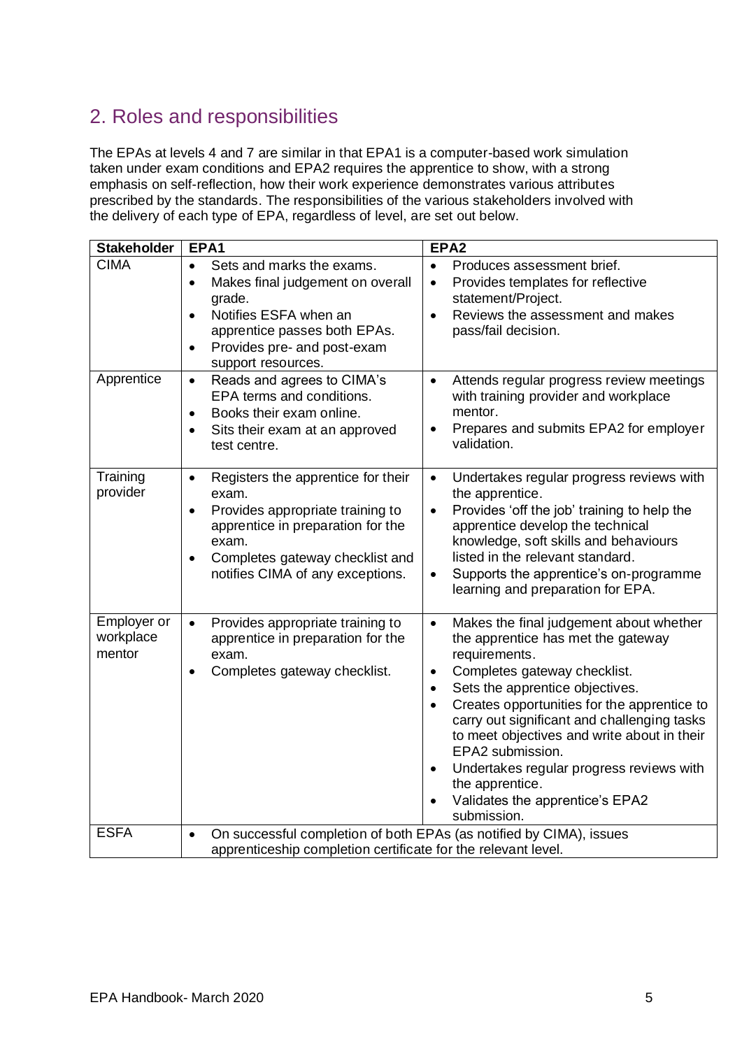## 2. Roles and responsibilities

The EPAs at levels 4 and 7 are similar in that EPA1 is a computer-based work simulation taken under exam conditions and EPA2 requires the apprentice to show, with a strong emphasis on self-reflection, how their work experience demonstrates various attributes prescribed by the standards. The responsibilities of the various stakeholders involved with the delivery of each type of EPA, regardless of level, are set out below.

| Stakeholder | EPA1 | EPA2 |
|---|---|---|
| CIMA | • Sets and marks the exams.<br>• Makes final judgement on overall grade.<br>• Notifies ESFA when an apprentice passes both EPAs.<br>• Provides pre- and post-exam support resources. | • Produces assessment brief.<br>• Provides templates for reflective statement/Project.<br>• Reviews the assessment and makes pass/fail decision. |
| Apprentice | • Reads and agrees to CIMA's EPA terms and conditions.<br>• Books their exam online.<br>• Sits their exam at an approved test centre. | • Attends regular progress review meetings with training provider and workplace mentor.<br>• Prepares and submits EPA2 for employer validation. |
| Training provider | • Registers the apprentice for their exam.<br>• Provides appropriate training to apprentice in preparation for the exam.<br>• Completes gateway checklist and notifies CIMA of any exceptions. | • Undertakes regular progress reviews with the apprentice.<br>• Provides 'off the job' training to help the apprentice develop the technical knowledge, soft skills and behaviours listed in the relevant standard.<br>• Supports the apprentice's on-programme learning and preparation for EPA. |
| Employer or workplace mentor | • Provides appropriate training to apprentice in preparation for the exam.<br>• Completes gateway checklist. | • Makes the final judgement about whether the apprentice has met the gateway requirements.<br>• Completes gateway checklist.<br>• Sets the apprentice objectives.<br>• Creates opportunities for the apprentice to carry out significant and challenging tasks to meet objectives and write about in their EPA2 submission.<br>• Undertakes regular progress reviews with the apprentice.<br>• Validates the apprentice's EPA2 submission. |
| ESFA | • On successful completion of both EPAs (as notified by CIMA), issues apprenticeship completion certificate for the relevant level. | |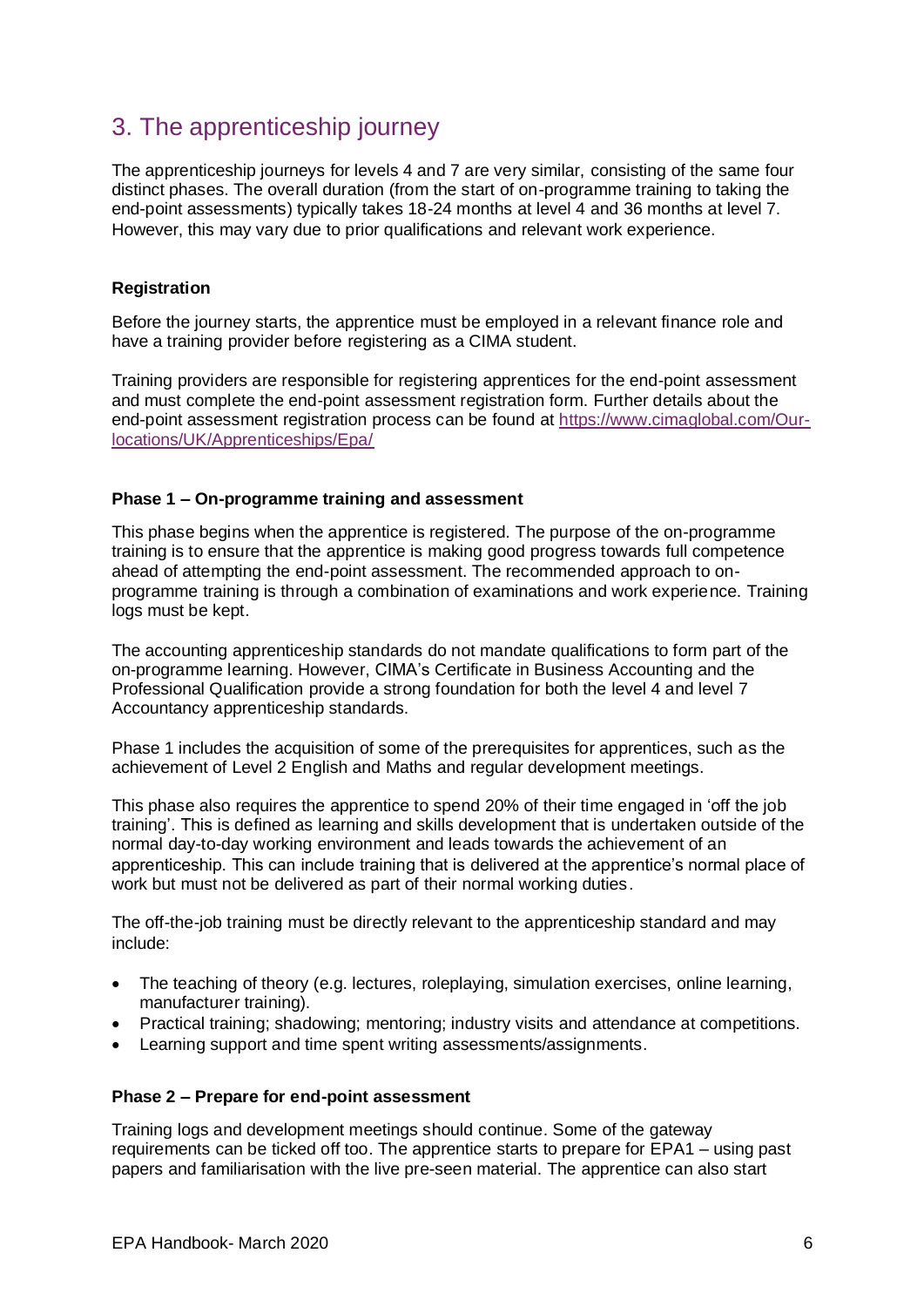## 3. The apprenticeship journey

The apprenticeship journeys for levels 4 and 7 are very similar, consisting of the same four distinct phases. The overall duration (from the start of on-programme training to taking the end-point assessments) typically takes 18-24 months at level 4 and 36 months at level 7. However, this may vary due to prior qualifications and relevant work experience.

**Registration**

Before the journey starts, the apprentice must be employed in a relevant finance role and have a training provider before registering as a CIMA student.

Training providers are responsible for registering apprentices for the end-point assessment and must complete the end-point assessment registration form. Further details about the end-point assessment registration process can be found at [https://www.cimaglobal.com/Our-locations/UK/Apprenticeships/Epa/](https://www.cimaglobal.com/Our-locations/UK/Apprenticeships/Epa/)

**Phase 1 – On-programme training and assessment**

This phase begins when the apprentice is registered. The purpose of the on-programme training is to ensure that the apprentice is making good progress towards full competence ahead of attempting the end-point assessment. The recommended approach to on-programme training is through a combination of examinations and work experience. Training logs must be kept.

The accounting apprenticeship standards do not mandate qualifications to form part of the on-programme learning. However, CIMA's Certificate in Business Accounting and the Professional Qualification provide a strong foundation for both the level 4 and level 7 Accountancy apprenticeship standards.

Phase 1 includes the acquisition of some of the prerequisites for apprentices, such as the achievement of Level 2 English and Maths and regular development meetings.

This phase also requires the apprentice to spend 20% of their time engaged in 'off the job training'. This is defined as learning and skills development that is undertaken outside of the normal day-to-day working environment and leads towards the achievement of an apprenticeship. This can include training that is delivered at the apprentice's normal place of work but must not be delivered as part of their normal working duties.

The off-the-job training must be directly relevant to the apprenticeship standard and may include:

- The teaching of theory (e.g. lectures, roleplaying, simulation exercises, online learning, manufacturer training).
- Practical training; shadowing; mentoring; industry visits and attendance at competitions.
- Learning support and time spent writing assessments/assignments.

**Phase 2 – Prepare for end-point assessment**

Training logs and development meetings should continue. Some of the gateway requirements can be ticked off too. The apprentice starts to prepare for EPA1 – using past papers and familiarisation with the live pre-seen material. The apprentice can also start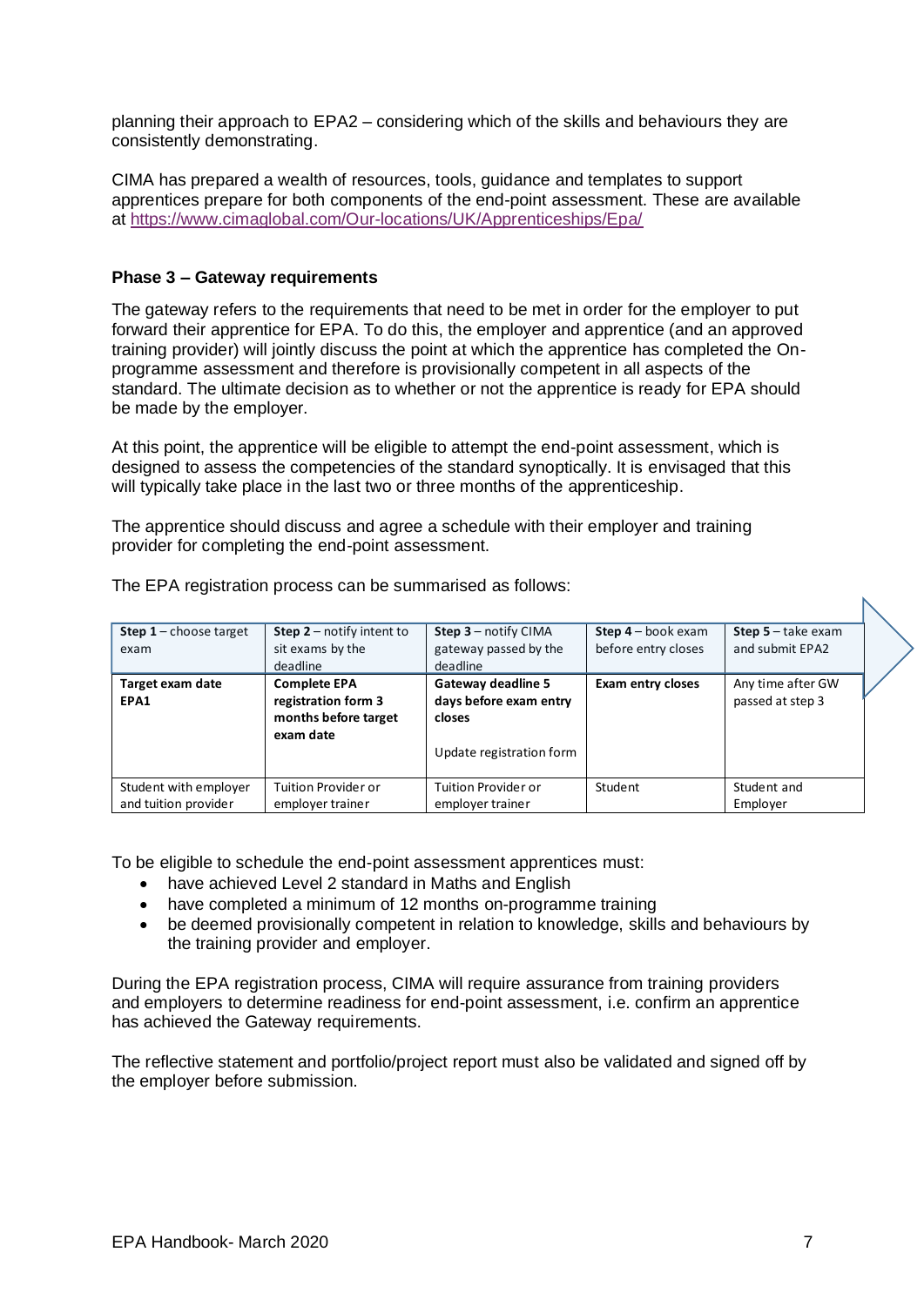planning their approach to EPA2 – considering which of the skills and behaviours they are consistently demonstrating.

CIMA has prepared a wealth of resources, tools, guidance and templates to support apprentices prepare for both components of the end-point assessment. These are available at https://www.cimaglobal.com/Our-locations/UK/Apprenticeships/Epa/

**Phase 3 – Gateway requirements**

The gateway refers to the requirements that need to be met in order for the employer to put forward their apprentice for EPA. To do this, the employer and apprentice (and an approved training provider) will jointly discuss the point at which the apprentice has completed the On-programme assessment and therefore is provisionally competent in all aspects of the standard. The ultimate decision as to whether or not the apprentice is ready for EPA should be made by the employer.

At this point, the apprentice will be eligible to attempt the end-point assessment, which is designed to assess the competencies of the standard synoptically. It is envisaged that this will typically take place in the last two or three months of the apprenticeship.

The apprentice should discuss and agree a schedule with their employer and training provider for completing the end-point assessment.

The EPA registration process can be summarised as follows:

| **Step 1** – choose target exam | **Step 2** – notify intent to sit exams by the deadline | **Step 3** – notify CIMA gateway passed by the deadline | **Step 4** – book exam before entry closes | **Step 5** – take exam and submit EPA2 |
|---|---|---|---|---|
| **Target exam date EPA1** | **Complete EPA registration form 3 months before target exam date** | **Gateway deadline 5 days before exam entry closes**<br><br>Update registration form | **Exam entry closes** | Any time after GW passed at step 3 |
| Student with employer and tuition provider | Tuition Provider or employer trainer | Tuition Provider or employer trainer | Student | Student and Employer |

To be eligible to schedule the end-point assessment apprentices must:

- have achieved Level 2 standard in Maths and English
- have completed a minimum of 12 months on-programme training
- be deemed provisionally competent in relation to knowledge, skills and behaviours by the training provider and employer.

During the EPA registration process, CIMA will require assurance from training providers and employers to determine readiness for end-point assessment, i.e. confirm an apprentice has achieved the Gateway requirements.

The reflective statement and portfolio/project report must also be validated and signed off by the employer before submission.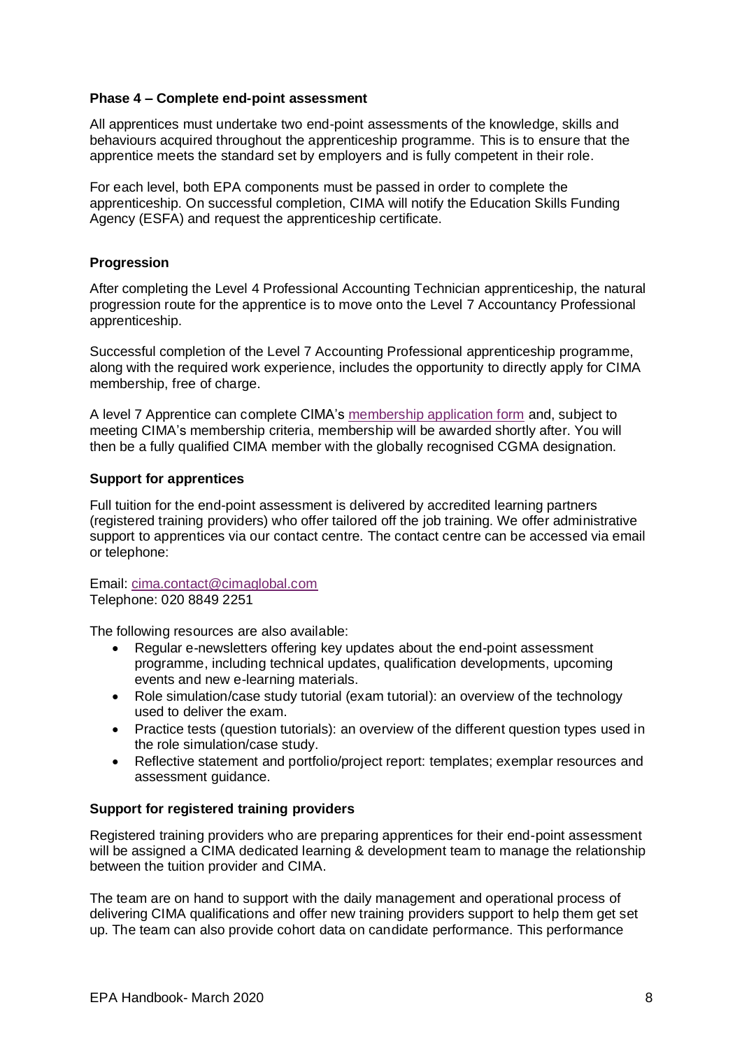**Phase 4 – Complete end-point assessment**

All apprentices must undertake two end-point assessments of the knowledge, skills and behaviours acquired throughout the apprenticeship programme. This is to ensure that the apprentice meets the standard set by employers and is fully competent in their role.

For each level, both EPA components must be passed in order to complete the apprenticeship. On successful completion, CIMA will notify the Education Skills Funding Agency (ESFA) and request the apprenticeship certificate.

**Progression**

After completing the Level 4 Professional Accounting Technician apprenticeship, the natural progression route for the apprentice is to move onto the Level 7 Accountancy Professional apprenticeship.

Successful completion of the Level 7 Accounting Professional apprenticeship programme, along with the required work experience, includes the opportunity to directly apply for CIMA membership, free of charge.

A level 7 Apprentice can complete CIMA's membership application form and, subject to meeting CIMA's membership criteria, membership will be awarded shortly after. You will then be a fully qualified CIMA member with the globally recognised CGMA designation.

**Support for apprentices**

Full tuition for the end-point assessment is delivered by accredited learning partners (registered training providers) who offer tailored off the job training. We offer administrative support to apprentices via our contact centre. The contact centre can be accessed via email or telephone:

Email: cima.contact@cimaglobal.com
Telephone: 020 8849 2251

The following resources are also available:

- Regular e-newsletters offering key updates about the end-point assessment programme, including technical updates, qualification developments, upcoming events and new e-learning materials.
- Role simulation/case study tutorial (exam tutorial): an overview of the technology used to deliver the exam.
- Practice tests (question tutorials): an overview of the different question types used in the role simulation/case study.
- Reflective statement and portfolio/project report: templates; exemplar resources and assessment guidance.

**Support for registered training providers**

Registered training providers who are preparing apprentices for their end-point assessment will be assigned a CIMA dedicated learning & development team to manage the relationship between the tuition provider and CIMA.

The team are on hand to support with the daily management and operational process of delivering CIMA qualifications and offer new training providers support to help them get set up. The team can also provide cohort data on candidate performance. This performance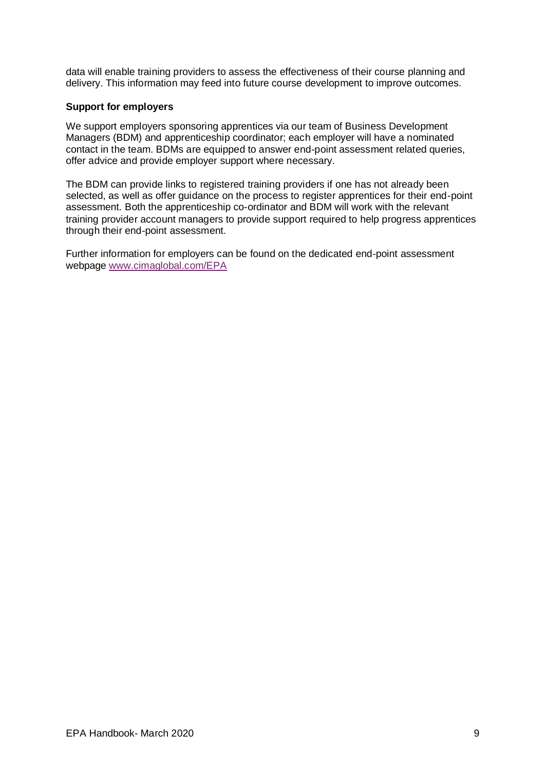data will enable training providers to assess the effectiveness of their course planning and delivery. This information may feed into future course development to improve outcomes.

**Support for employers**

We support employers sponsoring apprentices via our team of Business Development Managers (BDM) and apprenticeship coordinator; each employer will have a nominated contact in the team. BDMs are equipped to answer end-point assessment related queries, offer advice and provide employer support where necessary.

The BDM can provide links to registered training providers if one has not already been selected, as well as offer guidance on the process to register apprentices for their end-point assessment. Both the apprenticeship co-ordinator and BDM will work with the relevant training provider account managers to provide support required to help progress apprentices through their end-point assessment.

Further information for employers can be found on the dedicated end-point assessment webpage [www.cimaglobal.com/EPA](http://www.cimaglobal.com/EPA)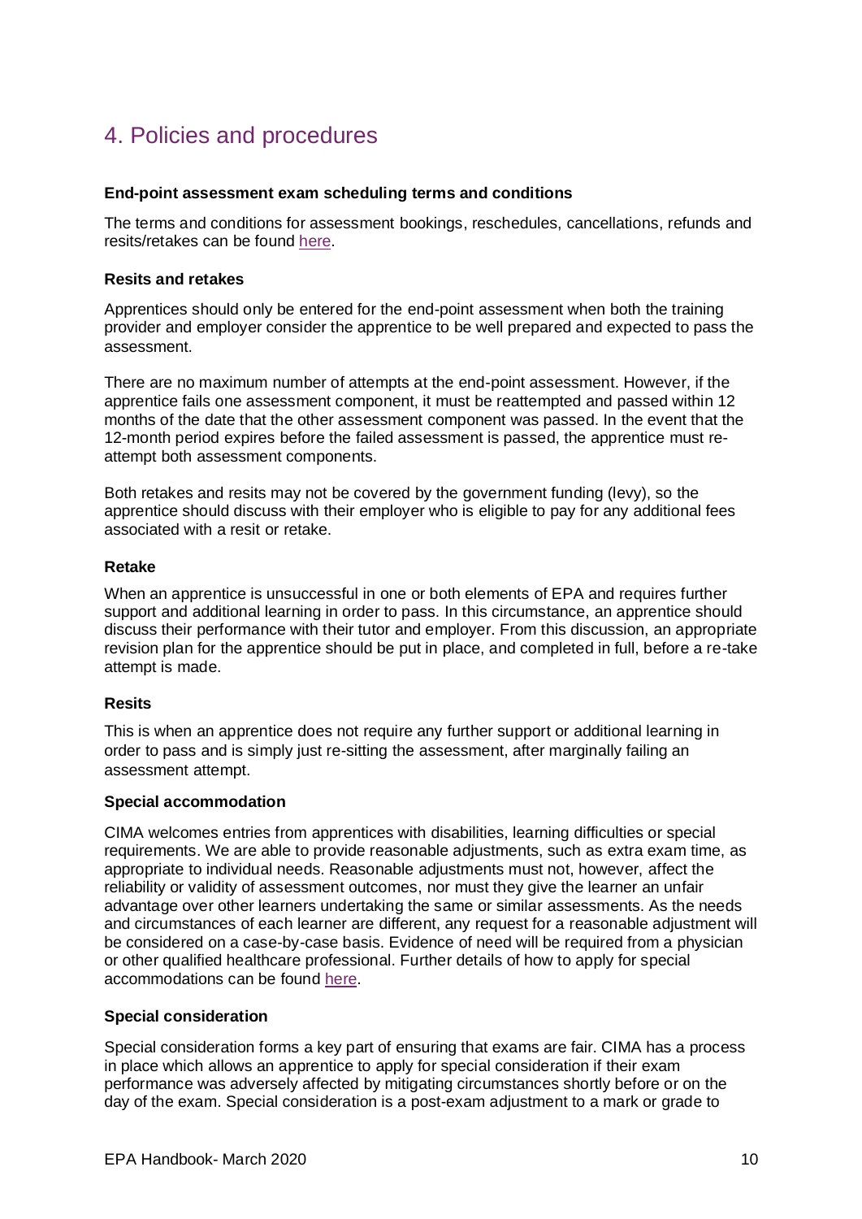## 4. Policies and procedures

**End-point assessment exam scheduling terms and conditions**

The terms and conditions for assessment bookings, reschedules, cancellations, refunds and resits/retakes can be found here.

**Resits and retakes**

Apprentices should only be entered for the end-point assessment when both the training provider and employer consider the apprentice to be well prepared and expected to pass the assessment.

There are no maximum number of attempts at the end-point assessment. However, if the apprentice fails one assessment component, it must be reattempted and passed within 12 months of the date that the other assessment component was passed. In the event that the 12-month period expires before the failed assessment is passed, the apprentice must re-attempt both assessment components.

Both retakes and resits may not be covered by the government funding (levy), so the apprentice should discuss with their employer who is eligible to pay for any additional fees associated with a resit or retake.

**Retake**

When an apprentice is unsuccessful in one or both elements of EPA and requires further support and additional learning in order to pass. In this circumstance, an apprentice should discuss their performance with their tutor and employer. From this discussion, an appropriate revision plan for the apprentice should be put in place, and completed in full, before a re-take attempt is made.

**Resits**

This is when an apprentice does not require any further support or additional learning in order to pass and is simply just re-sitting the assessment, after marginally failing an assessment attempt.

**Special accommodation**

CIMA welcomes entries from apprentices with disabilities, learning difficulties or special requirements. We are able to provide reasonable adjustments, such as extra exam time, as appropriate to individual needs. Reasonable adjustments must not, however, affect the reliability or validity of assessment outcomes, nor must they give the learner an unfair advantage over other learners undertaking the same or similar assessments. As the needs and circumstances of each learner are different, any request for a reasonable adjustment will be considered on a case-by-case basis. Evidence of need will be required from a physician or other qualified healthcare professional. Further details of how to apply for special accommodations can be found here.

**Special consideration**

Special consideration forms a key part of ensuring that exams are fair. CIMA has a process in place which allows an apprentice to apply for special consideration if their exam performance was adversely affected by mitigating circumstances shortly before or on the day of the exam. Special consideration is a post-exam adjustment to a mark or grade to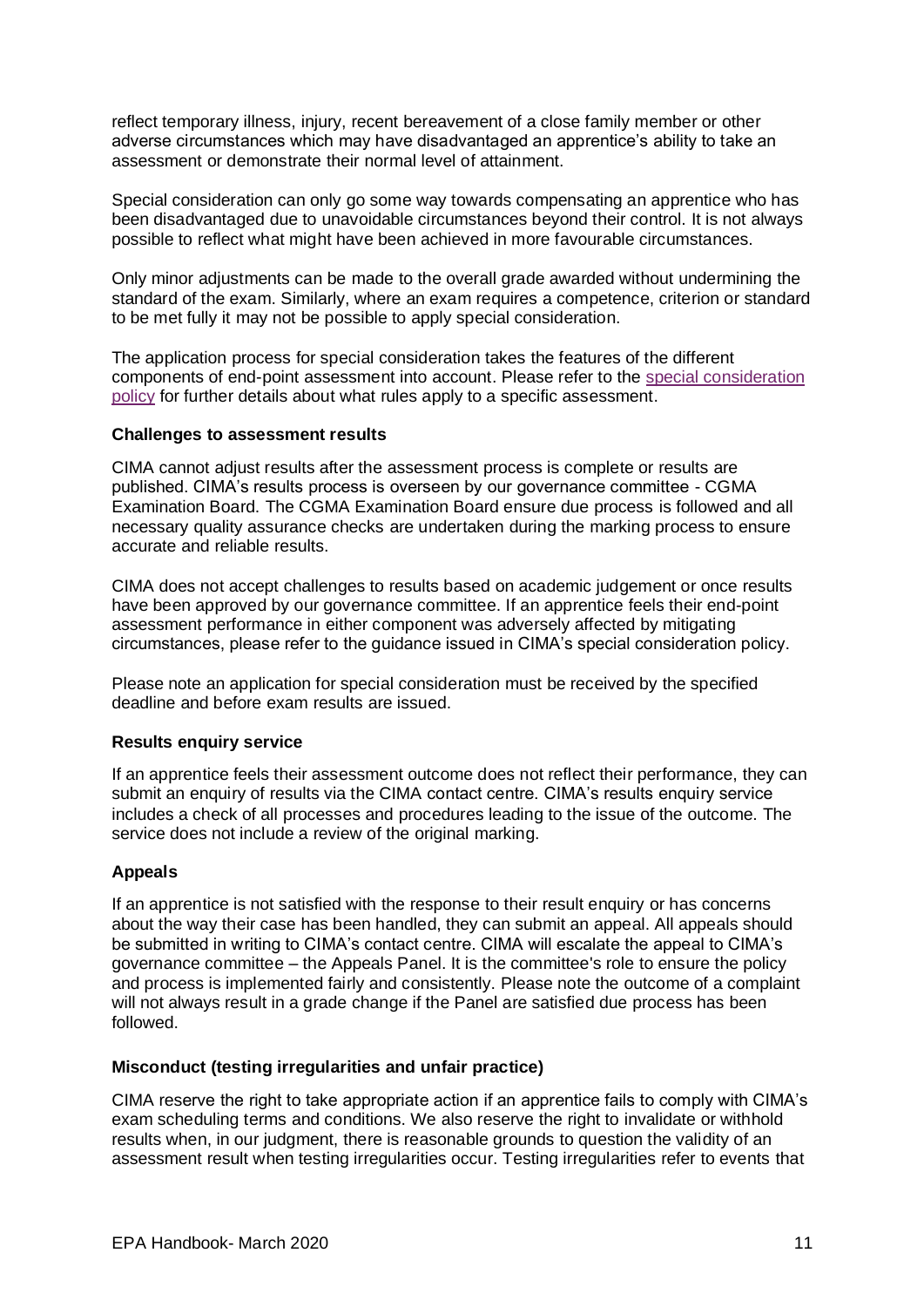reflect temporary illness, injury, recent bereavement of a close family member or other adverse circumstances which may have disadvantaged an apprentice's ability to take an assessment or demonstrate their normal level of attainment.

Special consideration can only go some way towards compensating an apprentice who has been disadvantaged due to unavoidable circumstances beyond their control. It is not always possible to reflect what might have been achieved in more favourable circumstances.

Only minor adjustments can be made to the overall grade awarded without undermining the standard of the exam. Similarly, where an exam requires a competence, criterion or standard to be met fully it may not be possible to apply special consideration.

The application process for special consideration takes the features of the different components of end-point assessment into account. Please refer to the special consideration policy for further details about what rules apply to a specific assessment.

**Challenges to assessment results**

CIMA cannot adjust results after the assessment process is complete or results are published. CIMA's results process is overseen by our governance committee - CGMA Examination Board. The CGMA Examination Board ensure due process is followed and all necessary quality assurance checks are undertaken during the marking process to ensure accurate and reliable results.

CIMA does not accept challenges to results based on academic judgement or once results have been approved by our governance committee. If an apprentice feels their end-point assessment performance in either component was adversely affected by mitigating circumstances, please refer to the guidance issued in CIMA's special consideration policy.

Please note an application for special consideration must be received by the specified deadline and before exam results are issued.

**Results enquiry service**

If an apprentice feels their assessment outcome does not reflect their performance, they can submit an enquiry of results via the CIMA contact centre. CIMA's results enquiry service includes a check of all processes and procedures leading to the issue of the outcome. The service does not include a review of the original marking.

**Appeals**

If an apprentice is not satisfied with the response to their result enquiry or has concerns about the way their case has been handled, they can submit an appeal. All appeals should be submitted in writing to CIMA's contact centre. CIMA will escalate the appeal to CIMA's governance committee – the Appeals Panel. It is the committee's role to ensure the policy and process is implemented fairly and consistently. Please note the outcome of a complaint will not always result in a grade change if the Panel are satisfied due process has been followed.

**Misconduct (testing irregularities and unfair practice)**

CIMA reserve the right to take appropriate action if an apprentice fails to comply with CIMA's exam scheduling terms and conditions. We also reserve the right to invalidate or withhold results when, in our judgment, there is reasonable grounds to question the validity of an assessment result when testing irregularities occur. Testing irregularities refer to events that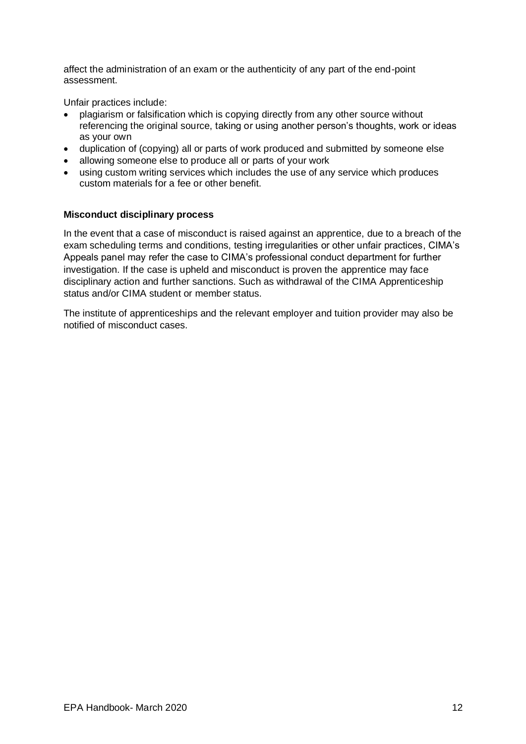affect the administration of an exam or the authenticity of any part of the end-point assessment.

Unfair practices include:

- plagiarism or falsification which is copying directly from any other source without referencing the original source, taking or using another person's thoughts, work or ideas as your own
- duplication of (copying) all or parts of work produced and submitted by someone else
- allowing someone else to produce all or parts of your work
- using custom writing services which includes the use of any service which produces custom materials for a fee or other benefit.

**Misconduct disciplinary process**

In the event that a case of misconduct is raised against an apprentice, due to a breach of the exam scheduling terms and conditions, testing irregularities or other unfair practices, CIMA's Appeals panel may refer the case to CIMA's professional conduct department for further investigation. If the case is upheld and misconduct is proven the apprentice may face disciplinary action and further sanctions. Such as withdrawal of the CIMA Apprenticeship status and/or CIMA student or member status.

The institute of apprenticeships and the relevant employer and tuition provider may also be notified of misconduct cases.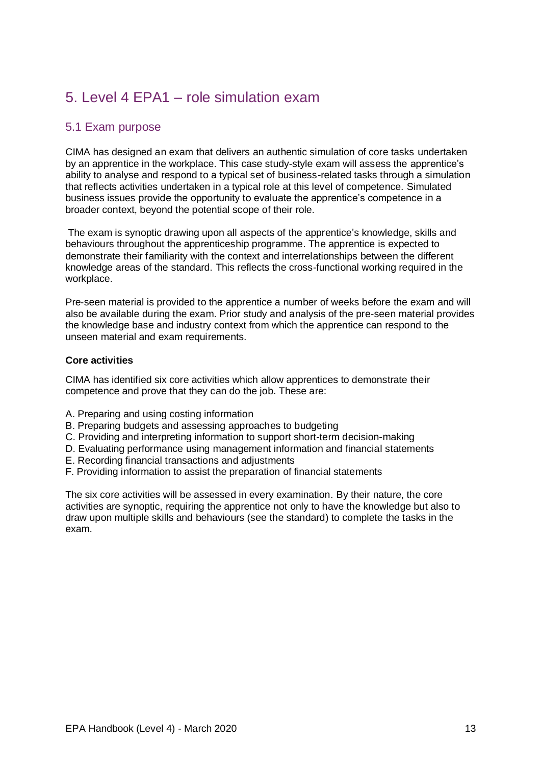# 5. Level 4 EPA1 – role simulation exam

## 5.1 Exam purpose

CIMA has designed an exam that delivers an authentic simulation of core tasks undertaken by an apprentice in the workplace. This case study-style exam will assess the apprentice's ability to analyse and respond to a typical set of business-related tasks through a simulation that reflects activities undertaken in a typical role at this level of competence. Simulated business issues provide the opportunity to evaluate the apprentice's competence in a broader context, beyond the potential scope of their role.

The exam is synoptic drawing upon all aspects of the apprentice's knowledge, skills and behaviours throughout the apprenticeship programme. The apprentice is expected to demonstrate their familiarity with the context and interrelationships between the different knowledge areas of the standard. This reflects the cross-functional working required in the workplace.

Pre-seen material is provided to the apprentice a number of weeks before the exam and will also be available during the exam. Prior study and analysis of the pre-seen material provides the knowledge base and industry context from which the apprentice can respond to the unseen material and exam requirements.

**Core activities**

CIMA has identified six core activities which allow apprentices to demonstrate their competence and prove that they can do the job. These are:

A. Preparing and using costing information
B. Preparing budgets and assessing approaches to budgeting
C. Providing and interpreting information to support short-term decision-making
D. Evaluating performance using management information and financial statements
E. Recording financial transactions and adjustments
F. Providing information to assist the preparation of financial statements

The six core activities will be assessed in every examination. By their nature, the core activities are synoptic, requiring the apprentice not only to have the knowledge but also to draw upon multiple skills and behaviours (see the standard) to complete the tasks in the exam.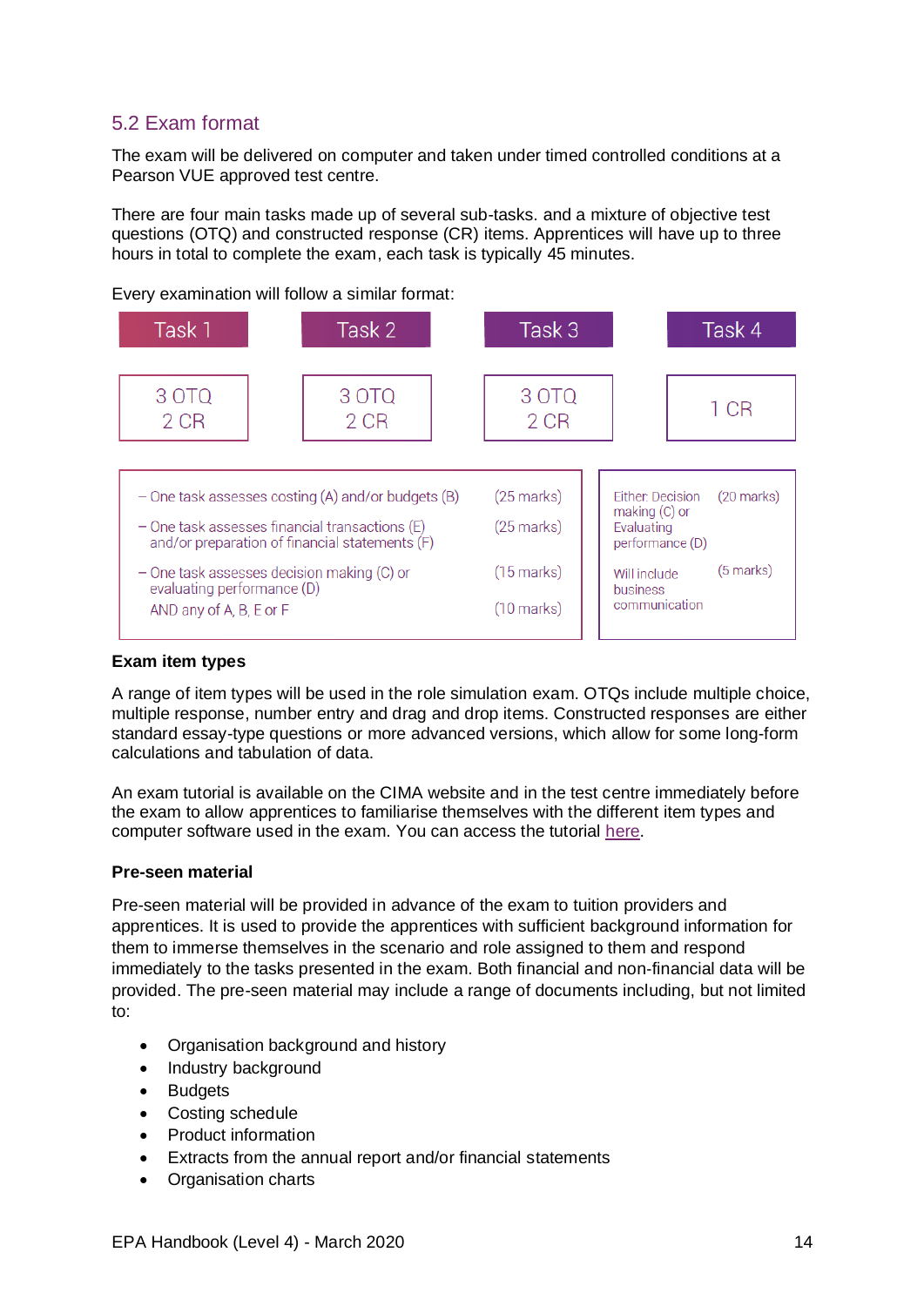## 5.2 Exam format

The exam will be delivered on computer and taken under timed controlled conditions at a Pearson VUE approved test centre.

There are four main tasks made up of several sub-tasks. and a mixture of objective test questions (OTQ) and constructed response (CR) items. Apprentices will have up to three hours in total to complete the exam, each task is typically 45 minutes.

Every examination will follow a similar format:

| Task 1 | Task 2 | Task 3 | Task 4 |
|---|---|---|---|
| 3 OTQ<br>2 CR | 3 OTQ<br>2 CR | 3 OTQ<br>2 CR | 1 CR |

| Tasks 1–3 | Marks |
|---|---|
| – One task assesses costing (A) and/or budgets (B) | (25 marks) |
| – One task assesses financial transactions (E) and/or preparation of financial statements (F) | (25 marks) |
| – One task assesses decision making (C) or evaluating performance (D) | (15 marks) |
| AND any of A, B, E or F | (10 marks) |

| Task 4 | Marks |
|---|---|
| Either: Decision making (C) or Evaluating performance (D) | (20 marks) |
| Will include business communication | (5 marks) |

**Exam item types**

A range of item types will be used in the role simulation exam. OTQs include multiple choice, multiple response, number entry and drag and drop items. Constructed responses are either standard essay-type questions or more advanced versions, which allow for some long-form calculations and tabulation of data.

An exam tutorial is available on the CIMA website and in the test centre immediately before the exam to allow apprentices to familiarise themselves with the different item types and computer software used in the exam. You can access the tutorial here.

**Pre-seen material**

Pre-seen material will be provided in advance of the exam to tuition providers and apprentices. It is used to provide the apprentices with sufficient background information for them to immerse themselves in the scenario and role assigned to them and respond immediately to the tasks presented in the exam. Both financial and non-financial data will be provided. The pre-seen material may include a range of documents including, but not limited to:

- Organisation background and history
- Industry background
- Budgets
- Costing schedule
- Product information
- Extracts from the annual report and/or financial statements
- Organisation charts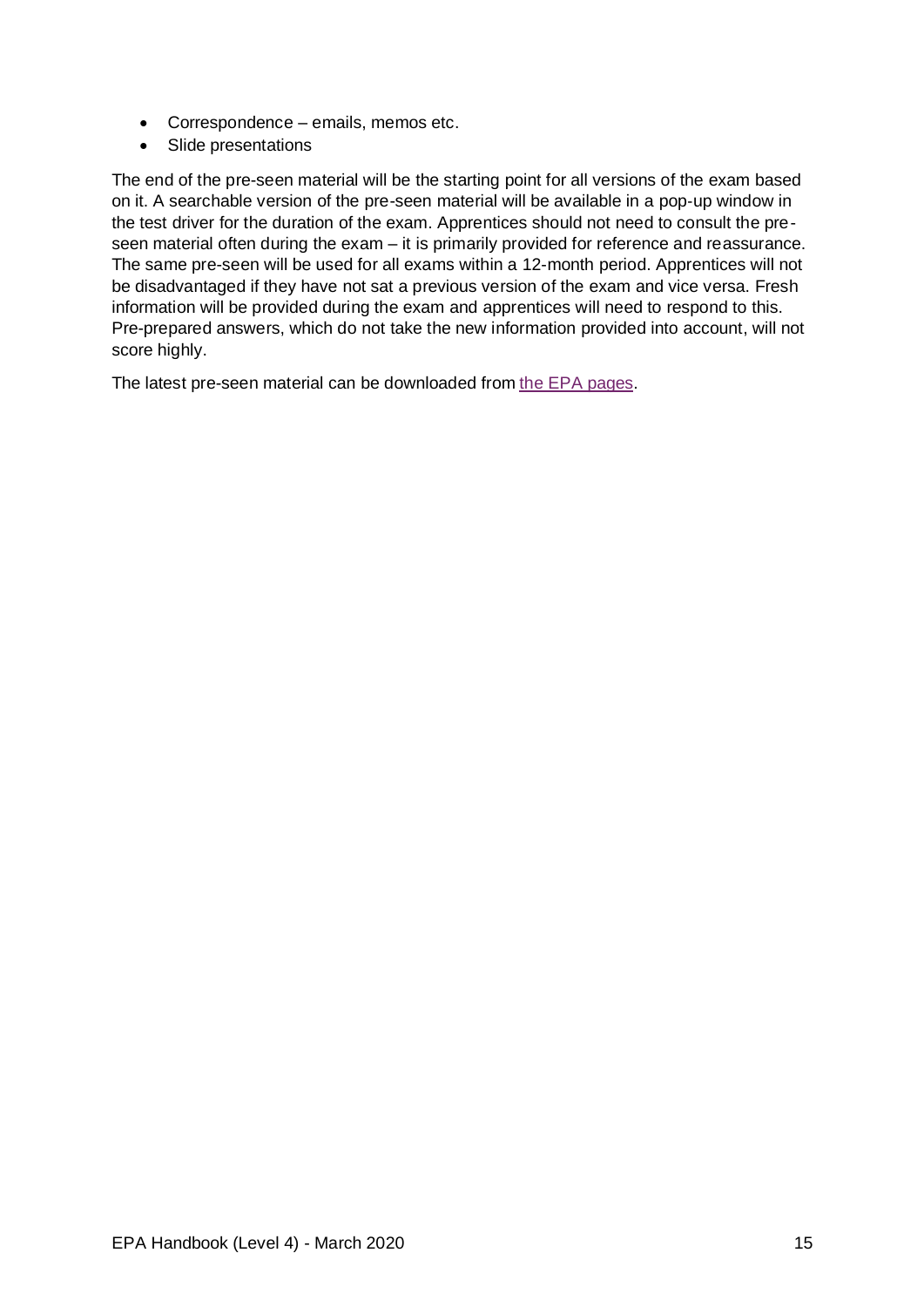- Correspondence – emails, memos etc.
- Slide presentations

The end of the pre-seen material will be the starting point for all versions of the exam based on it. A searchable version of the pre-seen material will be available in a pop-up window in the test driver for the duration of the exam. Apprentices should not need to consult the pre-seen material often during the exam – it is primarily provided for reference and reassurance. The same pre-seen will be used for all exams within a 12-month period. Apprentices will not be disadvantaged if they have not sat a previous version of the exam and vice versa. Fresh information will be provided during the exam and apprentices will need to respond to this. Pre-prepared answers, which do not take the new information provided into account, will not score highly.

The latest pre-seen material can be downloaded from the EPA pages.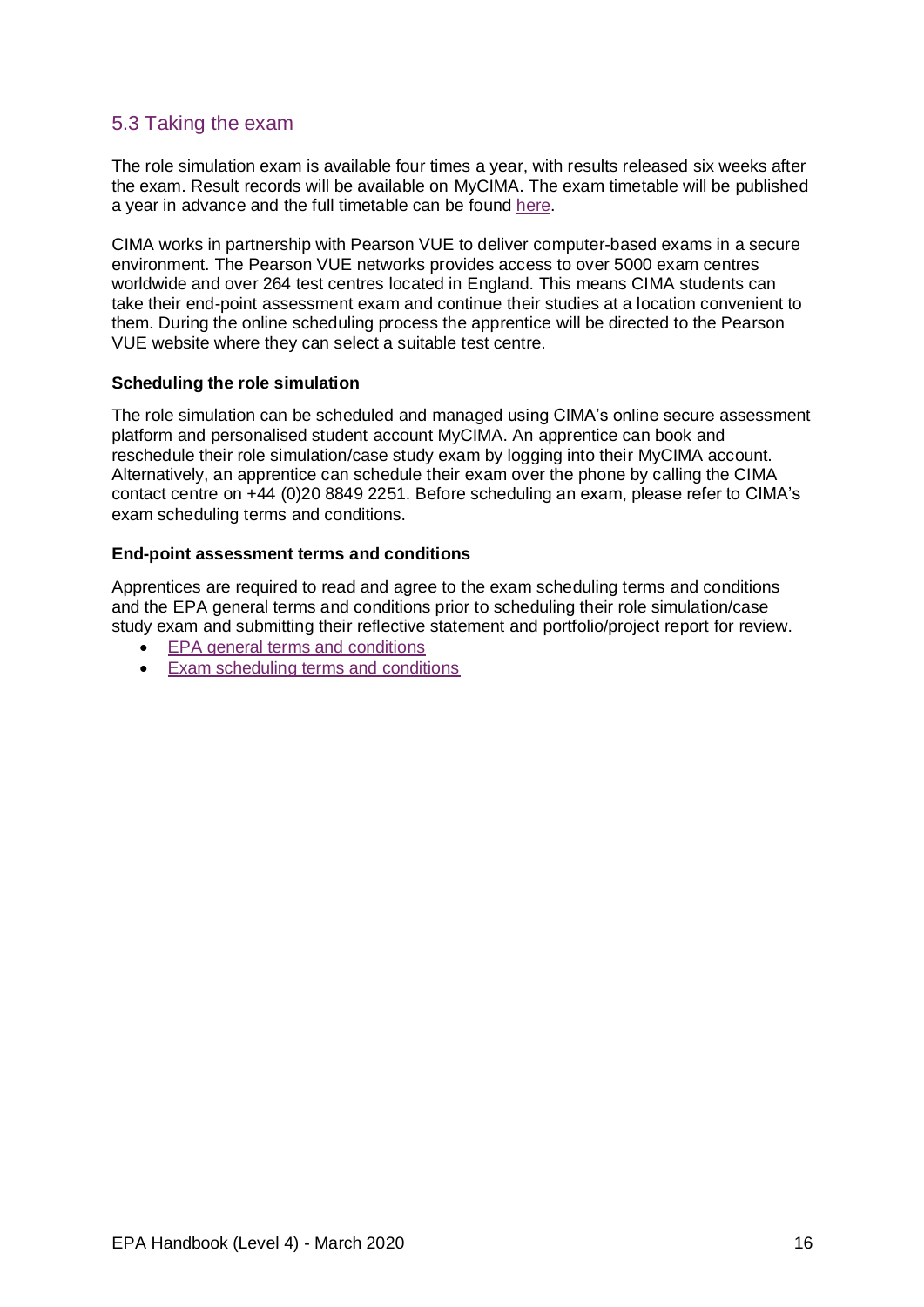## 5.3 Taking the exam

The role simulation exam is available four times a year, with results released six weeks after the exam. Result records will be available on MyCIMA. The exam timetable will be published a year in advance and the full timetable can be found here.

CIMA works in partnership with Pearson VUE to deliver computer-based exams in a secure environment. The Pearson VUE networks provides access to over 5000 exam centres worldwide and over 264 test centres located in England. This means CIMA students can take their end-point assessment exam and continue their studies at a location convenient to them. During the online scheduling process the apprentice will be directed to the Pearson VUE website where they can select a suitable test centre.

**Scheduling the role simulation**

The role simulation can be scheduled and managed using CIMA's online secure assessment platform and personalised student account MyCIMA. An apprentice can book and reschedule their role simulation/case study exam by logging into their MyCIMA account. Alternatively, an apprentice can schedule their exam over the phone by calling the CIMA contact centre on +44 (0)20 8849 2251. Before scheduling an exam, please refer to CIMA's exam scheduling terms and conditions.

**End-point assessment terms and conditions**

Apprentices are required to read and agree to the exam scheduling terms and conditions and the EPA general terms and conditions prior to scheduling their role simulation/case study exam and submitting their reflective statement and portfolio/project report for review.

- EPA general terms and conditions
- Exam scheduling terms and conditions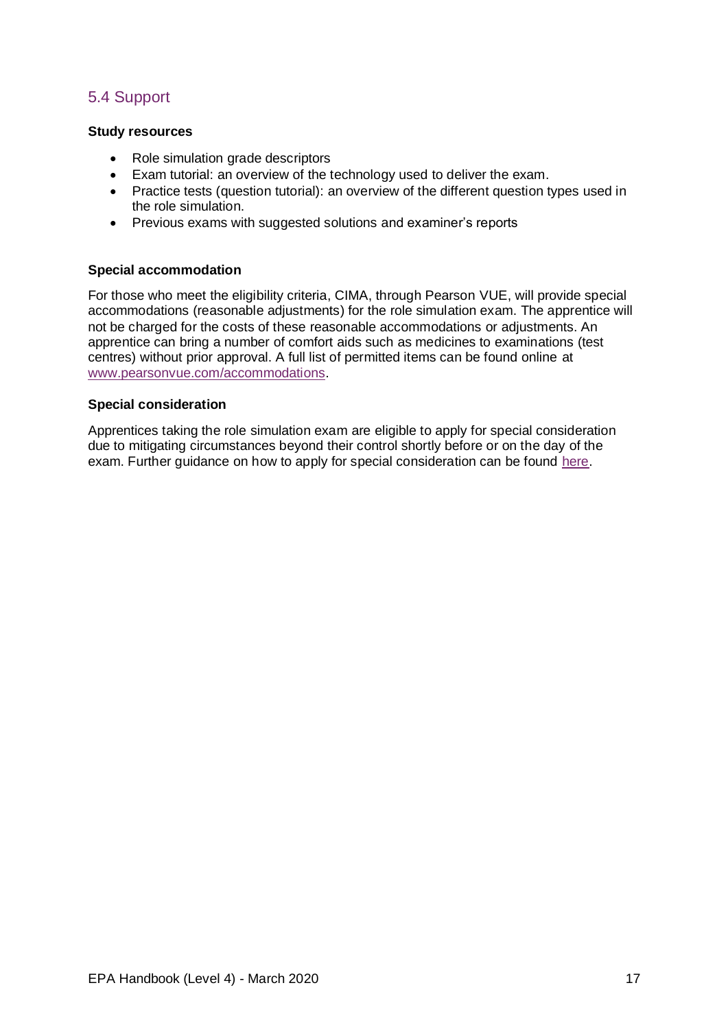## 5.4 Support

**Study resources**

- Role simulation grade descriptors
- Exam tutorial: an overview of the technology used to deliver the exam.
- Practice tests (question tutorial): an overview of the different question types used in the role simulation.
- Previous exams with suggested solutions and examiner's reports

**Special accommodation**

For those who meet the eligibility criteria, CIMA, through Pearson VUE, will provide special accommodations (reasonable adjustments) for the role simulation exam. The apprentice will not be charged for the costs of these reasonable accommodations or adjustments. An apprentice can bring a number of comfort aids such as medicines to examinations (test centres) without prior approval. A full list of permitted items can be found online at [www.pearsonvue.com/accommodations](www.pearsonvue.com/accommodations).

**Special consideration**

Apprentices taking the role simulation exam are eligible to apply for special consideration due to mitigating circumstances beyond their control shortly before or on the day of the exam. Further guidance on how to apply for special consideration can be found here.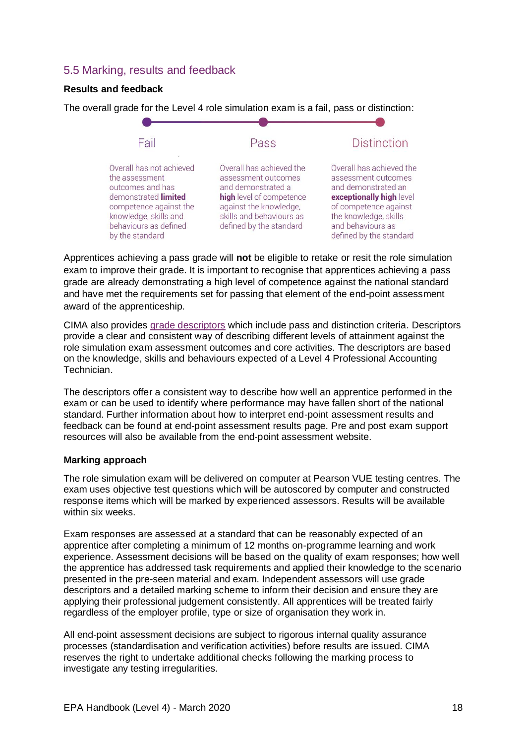## 5.5 Marking, results and feedback

**Results and feedback**

The overall grade for the Level 4 role simulation exam is a fail, pass or distinction:

| Fail | Pass | Distinction |
|---|---|---|
| Overall has not achieved the assessment outcomes and has demonstrated **limited** competence against the knowledge, skills and behaviours as defined by the standard | Overall has achieved the assessment outcomes and demonstrated a **high** level of competence against the knowledge, skills and behaviours as defined by the standard | Overall has achieved the assessment outcomes and demonstrated an **exceptionally high** level of competence against the knowledge, skills and behaviours as defined by the standard |

Apprentices achieving a pass grade will **not** be eligible to retake or resit the role simulation exam to improve their grade. It is important to recognise that apprentices achieving a pass grade are already demonstrating a high level of competence against the national standard and have met the requirements set for passing that element of the end-point assessment award of the apprenticeship.

CIMA also provides grade descriptors which include pass and distinction criteria. Descriptors provide a clear and consistent way of describing different levels of attainment against the role simulation exam assessment outcomes and core activities. The descriptors are based on the knowledge, skills and behaviours expected of a Level 4 Professional Accounting Technician.

The descriptors offer a consistent way to describe how well an apprentice performed in the exam or can be used to identify where performance may have fallen short of the national standard. Further information about how to interpret end-point assessment results and feedback can be found at end-point assessment results page. Pre and post exam support resources will also be available from the end-point assessment website.

**Marking approach**

The role simulation exam will be delivered on computer at Pearson VUE testing centres. The exam uses objective test questions which will be autoscored by computer and constructed response items which will be marked by experienced assessors. Results will be available within six weeks.

Exam responses are assessed at a standard that can be reasonably expected of an apprentice after completing a minimum of 12 months on-programme learning and work experience. Assessment decisions will be based on the quality of exam responses; how well the apprentice has addressed task requirements and applied their knowledge to the scenario presented in the pre-seen material and exam. Independent assessors will use grade descriptors and a detailed marking scheme to inform their decision and ensure they are applying their professional judgement consistently. All apprentices will be treated fairly regardless of the employer profile, type or size of organisation they work in.

All end-point assessment decisions are subject to rigorous internal quality assurance processes (standardisation and verification activities) before results are issued. CIMA reserves the right to undertake additional checks following the marking process to investigate any testing irregularities.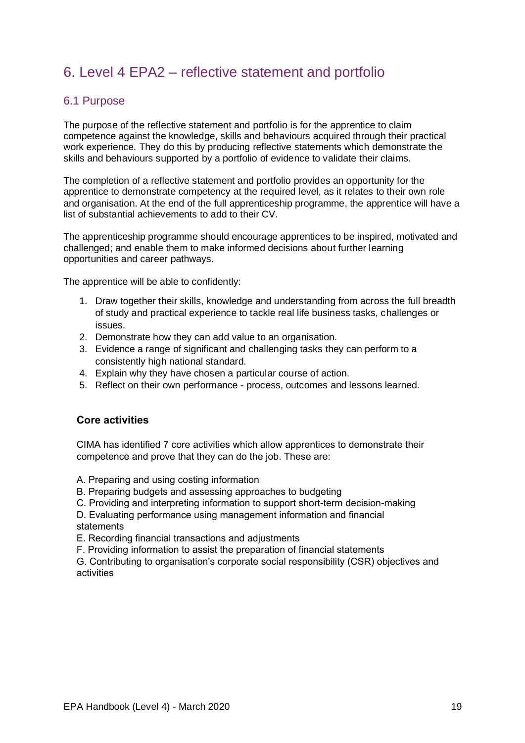# 6. Level 4 EPA2 – reflective statement and portfolio

## 6.1 Purpose

The purpose of the reflective statement and portfolio is for the apprentice to claim competence against the knowledge, skills and behaviours acquired through their practical work experience. They do this by producing reflective statements which demonstrate the skills and behaviours supported by a portfolio of evidence to validate their claims.

The completion of a reflective statement and portfolio provides an opportunity for the apprentice to demonstrate competency at the required level, as it relates to their own role and organisation. At the end of the full apprenticeship programme, the apprentice will have a list of substantial achievements to add to their CV.

The apprenticeship programme should encourage apprentices to be inspired, motivated and challenged; and enable them to make informed decisions about further learning opportunities and career pathways.

The apprentice will be able to confidently:

1. Draw together their skills, knowledge and understanding from across the full breadth of study and practical experience to tackle real life business tasks, challenges or issues.
2. Demonstrate how they can add value to an organisation.
3. Evidence a range of significant and challenging tasks they can perform to a consistently high national standard.
4. Explain why they have chosen a particular course of action.
5. Reflect on their own performance - process, outcomes and lessons learned.

### Core activities

CIMA has identified 7 core activities which allow apprentices to demonstrate their competence and prove that they can do the job. These are:

A. Preparing and using costing information
B. Preparing budgets and assessing approaches to budgeting
C. Providing and interpreting information to support short-term decision-making
D. Evaluating performance using management information and financial statements
E. Recording financial transactions and adjustments
F. Providing information to assist the preparation of financial statements
G. Contributing to organisation's corporate social responsibility (CSR) objectives and activities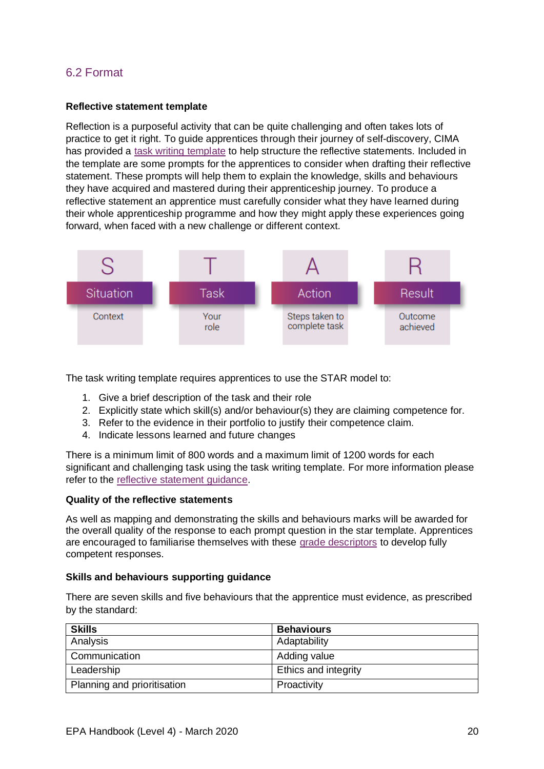## 6.2 Format

**Reflective statement template**

Reflection is a purposeful activity that can be quite challenging and often takes lots of practice to get it right. To guide apprentices through their journey of self-discovery, CIMA has provided a task writing template to help structure the reflective statements. Included in the template are some prompts for the apprentices to consider when drafting their reflective statement. These prompts will help them to explain the knowledge, skills and behaviours they have acquired and mastered during their apprenticeship journey. To produce a reflective statement an apprentice must carefully consider what they have learned during their whole apprenticeship programme and how they might apply these experiences going forward, when faced with a new challenge or different context.

| S | T | A | R |
|---|---|---|---|
| Situation | Task | Action | Result |
| Context | Your role | Steps taken to complete task | Outcome achieved |

The task writing template requires apprentices to use the STAR model to:

1. Give a brief description of the task and their role
2. Explicitly state which skill(s) and/or behaviour(s) they are claiming competence for.
3. Refer to the evidence in their portfolio to justify their competence claim.
4. Indicate lessons learned and future changes

There is a minimum limit of 800 words and a maximum limit of 1200 words for each significant and challenging task using the task writing template. For more information please refer to the reflective statement guidance.

**Quality of the reflective statements**

As well as mapping and demonstrating the skills and behaviours marks will be awarded for the overall quality of the response to each prompt question in the star template. Apprentices are encouraged to familiarise themselves with these grade descriptors to develop fully competent responses.

**Skills and behaviours supporting guidance**

There are seven skills and five behaviours that the apprentice must evidence, as prescribed by the standard:

| Skills | Behaviours |
|---|---|
| Analysis | Adaptability |
| Communication | Adding value |
| Leadership | Ethics and integrity |
| Planning and prioritisation | Proactivity |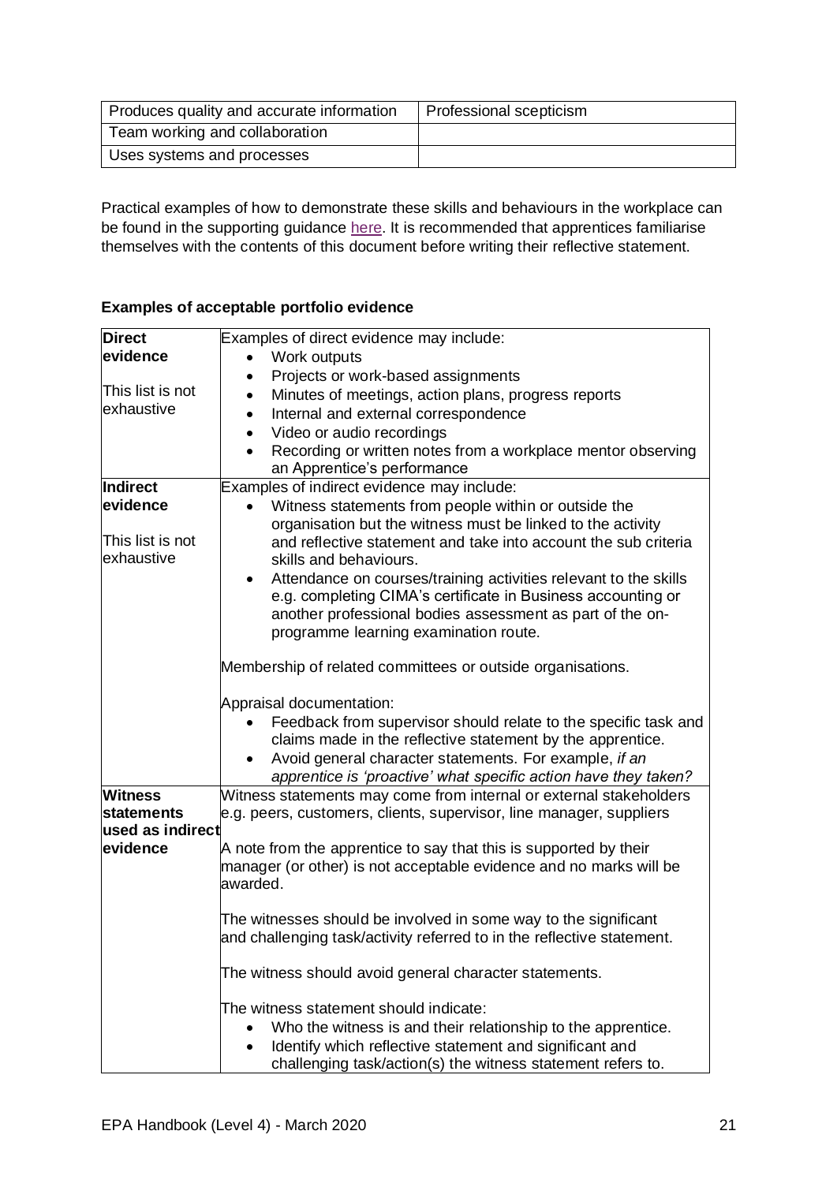| Produces quality and accurate information | Professional scepticism |
|---|---|
| Team working and collaboration | |
| Uses systems and processes | |

Practical examples of how to demonstrate these skills and behaviours in the workplace can be found in the supporting guidance here. It is recommended that apprentices familiarise themselves with the contents of this document before writing their reflective statement.

**Examples of acceptable portfolio evidence**

| | |
|---|---|
| **Direct evidence**<br><br>This list is not exhaustive | Examples of direct evidence may include:<br>• Work outputs<br>• Projects or work-based assignments<br>• Minutes of meetings, action plans, progress reports<br>• Internal and external correspondence<br>• Video or audio recordings<br>• Recording or written notes from a workplace mentor observing an Apprentice's performance |
| **Indirect evidence**<br><br>This list is not exhaustive | Examples of indirect evidence may include:<br>• Witness statements from people within or outside the organisation but the witness must be linked to the activity and reflective statement and take into account the sub criteria skills and behaviours.<br>• Attendance on courses/training activities relevant to the skills e.g. completing CIMA's certificate in Business accounting or another professional bodies assessment as part of the on-programme learning examination route.<br><br>Membership of related committees or outside organisations.<br><br>Appraisal documentation:<br>• Feedback from supervisor should relate to the specific task and claims made in the reflective statement by the apprentice.<br>• Avoid general character statements. For example, *if an apprentice is 'proactive' what specific action have they taken?* |
| **Witness statements used as indirect evidence** | Witness statements may come from internal or external stakeholders e.g. peers, customers, clients, supervisor, line manager, suppliers<br><br>A note from the apprentice to say that this is supported by their manager (or other) is not acceptable evidence and no marks will be awarded.<br><br>The witnesses should be involved in some way to the significant and challenging task/activity referred to in the reflective statement.<br><br>The witness should avoid general character statements.<br><br>The witness statement should indicate:<br>• Who the witness is and their relationship to the apprentice.<br>• Identify which reflective statement and significant and challenging task/action(s) the witness statement refers to. |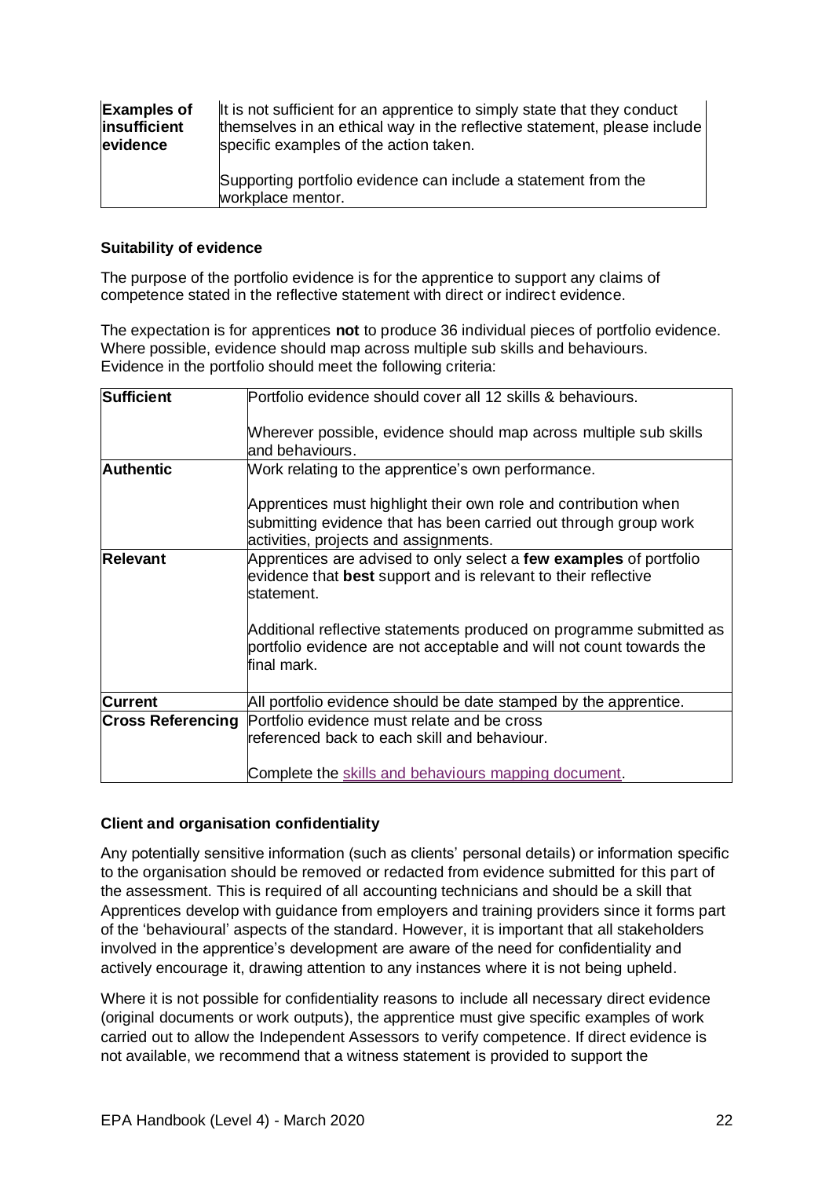| **Examples of insufficient evidence** | It is not sufficient for an apprentice to simply state that they conduct themselves in an ethical way in the reflective statement, please include specific examples of the action taken.<br><br>Supporting portfolio evidence can include a statement from the workplace mentor. |
|---|---|

**Suitability of evidence**

The purpose of the portfolio evidence is for the apprentice to support any claims of competence stated in the reflective statement with direct or indirect evidence.

The expectation is for apprentices **not** to produce 36 individual pieces of portfolio evidence. Where possible, evidence should map across multiple sub skills and behaviours. Evidence in the portfolio should meet the following criteria:

| **Sufficient** | Portfolio evidence should cover all 12 skills & behaviours.<br><br>Wherever possible, evidence should map across multiple sub skills and behaviours. |
|---|---|
| **Authentic** | Work relating to the apprentice's own performance.<br><br>Apprentices must highlight their own role and contribution when submitting evidence that has been carried out through group work activities, projects and assignments. |
| **Relevant** | Apprentices are advised to only select a **few examples** of portfolio evidence that **best** support and is relevant to their reflective statement.<br><br>Additional reflective statements produced on programme submitted as portfolio evidence are not acceptable and will not count towards the final mark. |
| **Current** | All portfolio evidence should be date stamped by the apprentice. |
| **Cross Referencing** | Portfolio evidence must relate and be cross referenced back to each skill and behaviour.<br><br>Complete the skills and behaviours mapping document. |

**Client and organisation confidentiality**

Any potentially sensitive information (such as clients' personal details) or information specific to the organisation should be removed or redacted from evidence submitted for this part of the assessment. This is required of all accounting technicians and should be a skill that Apprentices develop with guidance from employers and training providers since it forms part of the 'behavioural' aspects of the standard. However, it is important that all stakeholders involved in the apprentice's development are aware of the need for confidentiality and actively encourage it, drawing attention to any instances where it is not being upheld.

Where it is not possible for confidentiality reasons to include all necessary direct evidence (original documents or work outputs), the apprentice must give specific examples of work carried out to allow the Independent Assessors to verify competence. If direct evidence is not available, we recommend that a witness statement is provided to support the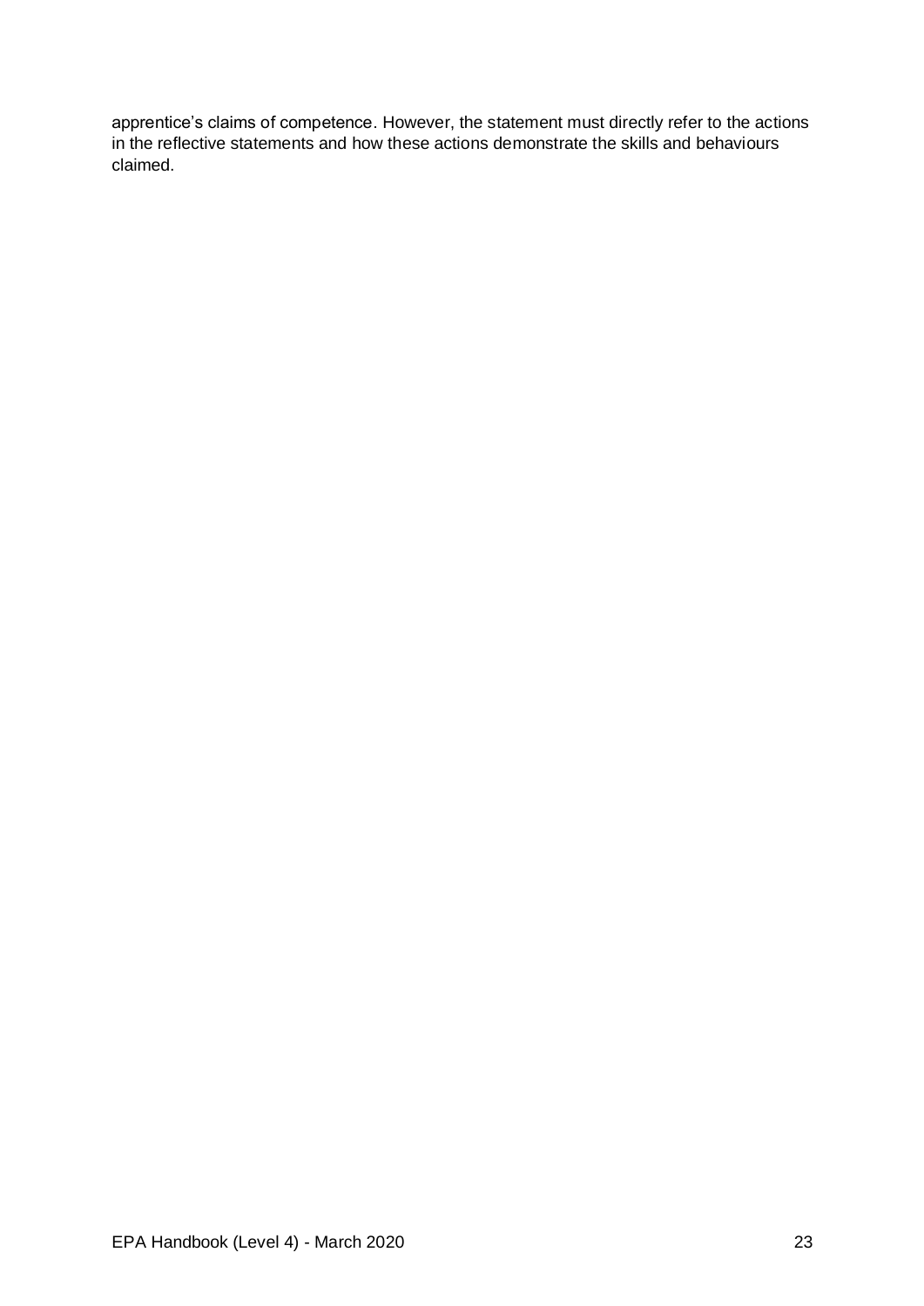apprentice's claims of competence. However, the statement must directly refer to the actions in the reflective statements and how these actions demonstrate the skills and behaviours claimed.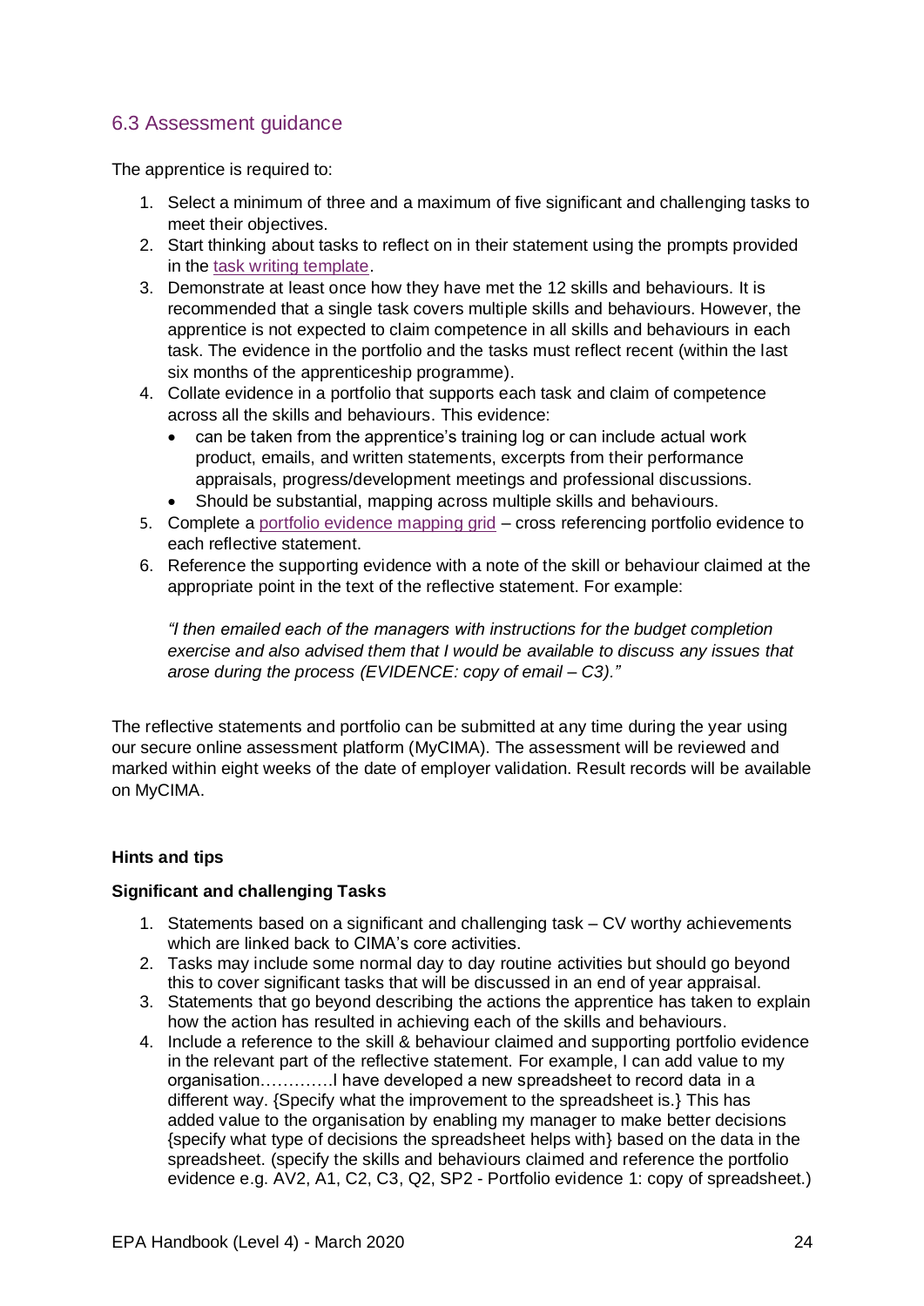## 6.3 Assessment guidance

The apprentice is required to:

1. Select a minimum of three and a maximum of five significant and challenging tasks to meet their objectives.
2. Start thinking about tasks to reflect on in their statement using the prompts provided in the task writing template.
3. Demonstrate at least once how they have met the 12 skills and behaviours. It is recommended that a single task covers multiple skills and behaviours. However, the apprentice is not expected to claim competence in all skills and behaviours in each task. The evidence in the portfolio and the tasks must reflect recent (within the last six months of the apprenticeship programme).
4. Collate evidence in a portfolio that supports each task and claim of competence across all the skills and behaviours. This evidence:
   - can be taken from the apprentice's training log or can include actual work product, emails, and written statements, excerpts from their performance appraisals, progress/development meetings and professional discussions.
   - Should be substantial, mapping across multiple skills and behaviours.
5. Complete a portfolio evidence mapping grid – cross referencing portfolio evidence to each reflective statement.
6. Reference the supporting evidence with a note of the skill or behaviour claimed at the appropriate point in the text of the reflective statement. For example:

   *"I then emailed each of the managers with instructions for the budget completion exercise and also advised them that I would be available to discuss any issues that arose during the process (EVIDENCE: copy of email – C3)."*

The reflective statements and portfolio can be submitted at any time during the year using our secure online assessment platform (MyCIMA). The assessment will be reviewed and marked within eight weeks of the date of employer validation. Result records will be available on MyCIMA.

**Hints and tips**

**Significant and challenging Tasks**

1. Statements based on a significant and challenging task – CV worthy achievements which are linked back to CIMA's core activities.
2. Tasks may include some normal day to day routine activities but should go beyond this to cover significant tasks that will be discussed in an end of year appraisal.
3. Statements that go beyond describing the actions the apprentice has taken to explain how the action has resulted in achieving each of the skills and behaviours.
4. Include a reference to the skill & behaviour claimed and supporting portfolio evidence in the relevant part of the reflective statement. For example, I can add value to my organisation………….I have developed a new spreadsheet to record data in a different way. {Specify what the improvement to the spreadsheet is.} This has added value to the organisation by enabling my manager to make better decisions {specify what type of decisions the spreadsheet helps with} based on the data in the spreadsheet. (specify the skills and behaviours claimed and reference the portfolio evidence e.g. AV2, A1, C2, C3, Q2, SP2 - Portfolio evidence 1: copy of spreadsheet.)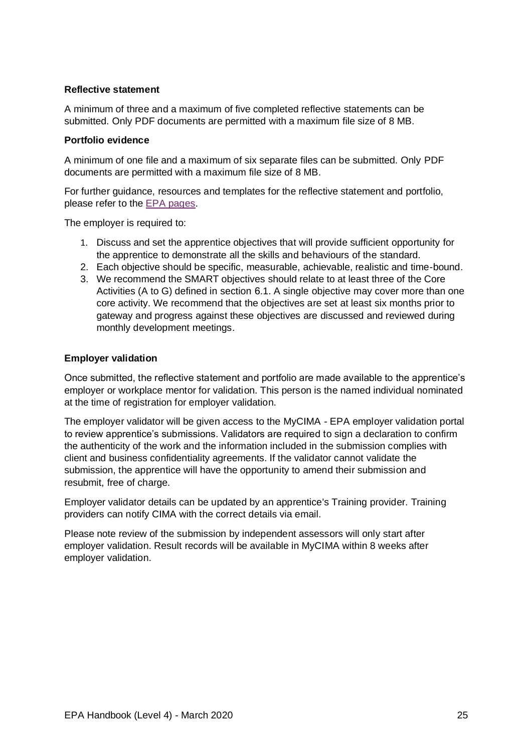**Reflective statement**

A minimum of three and a maximum of five completed reflective statements can be submitted. Only PDF documents are permitted with a maximum file size of 8 MB.

**Portfolio evidence**

A minimum of one file and a maximum of six separate files can be submitted. Only PDF documents are permitted with a maximum file size of 8 MB.

For further guidance, resources and templates for the reflective statement and portfolio, please refer to the EPA pages.

The employer is required to:

1. Discuss and set the apprentice objectives that will provide sufficient opportunity for the apprentice to demonstrate all the skills and behaviours of the standard.
2. Each objective should be specific, measurable, achievable, realistic and time-bound.
3. We recommend the SMART objectives should relate to at least three of the Core Activities (A to G) defined in section 6.1. A single objective may cover more than one core activity. We recommend that the objectives are set at least six months prior to gateway and progress against these objectives are discussed and reviewed during monthly development meetings.

**Employer validation**

Once submitted, the reflective statement and portfolio are made available to the apprentice's employer or workplace mentor for validation. This person is the named individual nominated at the time of registration for employer validation.

The employer validator will be given access to the MyCIMA - EPA employer validation portal to review apprentice's submissions. Validators are required to sign a declaration to confirm the authenticity of the work and the information included in the submission complies with client and business confidentiality agreements. If the validator cannot validate the submission, the apprentice will have the opportunity to amend their submission and resubmit, free of charge.

Employer validator details can be updated by an apprentice's Training provider. Training providers can notify CIMA with the correct details via email.

Please note review of the submission by independent assessors will only start after employer validation. Result records will be available in MyCIMA within 8 weeks after employer validation.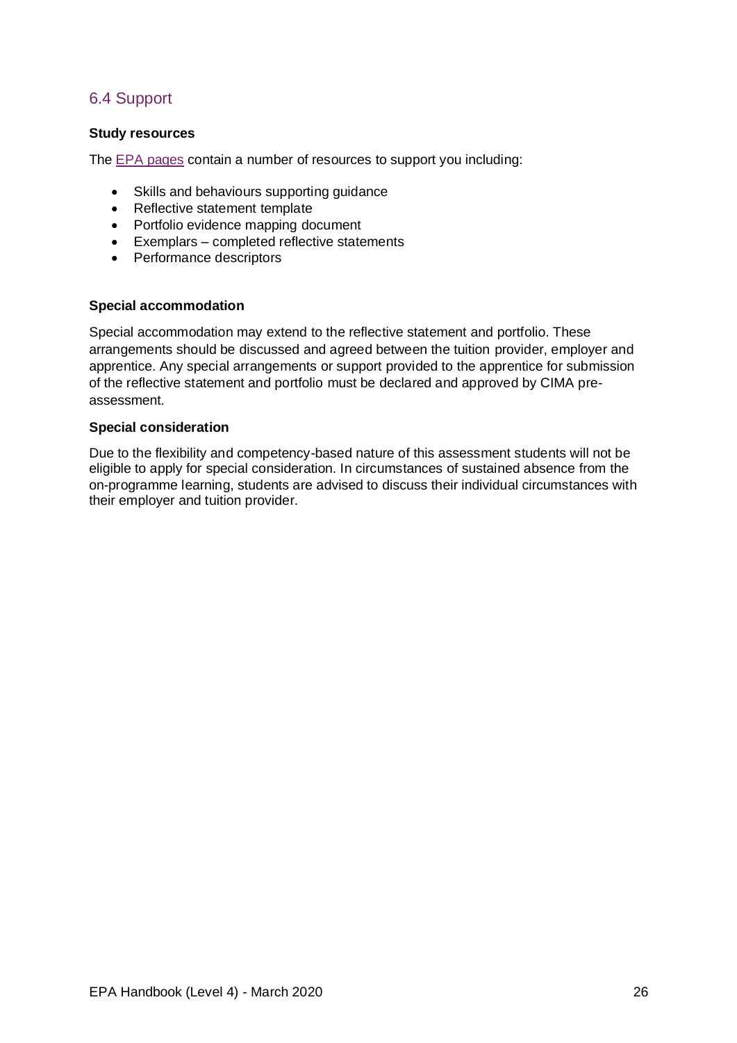## 6.4 Support

**Study resources**

The EPA pages contain a number of resources to support you including:

- Skills and behaviours supporting guidance
- Reflective statement template
- Portfolio evidence mapping document
- Exemplars – completed reflective statements
- Performance descriptors

**Special accommodation**

Special accommodation may extend to the reflective statement and portfolio. These arrangements should be discussed and agreed between the tuition provider, employer and apprentice. Any special arrangements or support provided to the apprentice for submission of the reflective statement and portfolio must be declared and approved by CIMA pre-assessment.

**Special consideration**

Due to the flexibility and competency-based nature of this assessment students will not be eligible to apply for special consideration. In circumstances of sustained absence from the on-programme learning, students are advised to discuss their individual circumstances with their employer and tuition provider.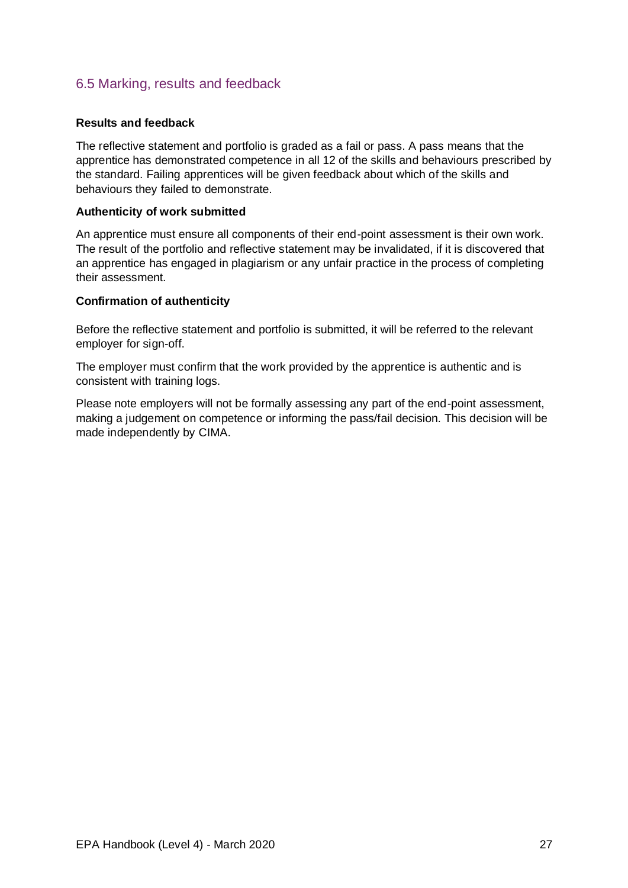## 6.5 Marking, results and feedback

**Results and feedback**

The reflective statement and portfolio is graded as a fail or pass. A pass means that the apprentice has demonstrated competence in all 12 of the skills and behaviours prescribed by the standard. Failing apprentices will be given feedback about which of the skills and behaviours they failed to demonstrate.

**Authenticity of work submitted**

An apprentice must ensure all components of their end-point assessment is their own work. The result of the portfolio and reflective statement may be invalidated, if it is discovered that an apprentice has engaged in plagiarism or any unfair practice in the process of completing their assessment.

**Confirmation of authenticity**

Before the reflective statement and portfolio is submitted, it will be referred to the relevant employer for sign-off.

The employer must confirm that the work provided by the apprentice is authentic and is consistent with training logs.

Please note employers will not be formally assessing any part of the end-point assessment, making a judgement on competence or informing the pass/fail decision. This decision will be made independently by CIMA.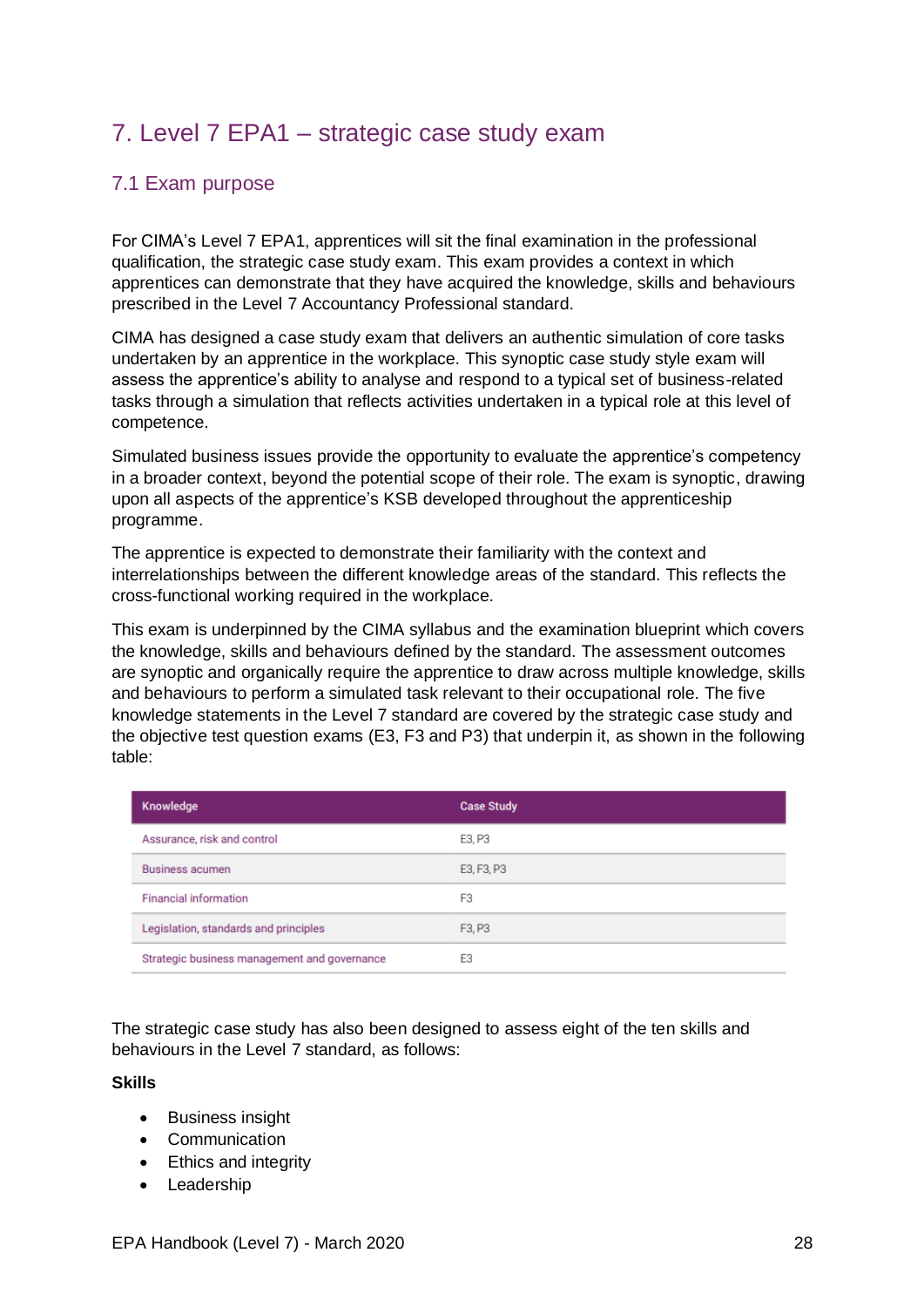# 7. Level 7 EPA1 – strategic case study exam

## 7.1 Exam purpose

For CIMA's Level 7 EPA1, apprentices will sit the final examination in the professional qualification, the strategic case study exam. This exam provides a context in which apprentices can demonstrate that they have acquired the knowledge, skills and behaviours prescribed in the Level 7 Accountancy Professional standard.

CIMA has designed a case study exam that delivers an authentic simulation of core tasks undertaken by an apprentice in the workplace. This synoptic case study style exam will assess the apprentice's ability to analyse and respond to a typical set of business-related tasks through a simulation that reflects activities undertaken in a typical role at this level of competence.

Simulated business issues provide the opportunity to evaluate the apprentice's competency in a broader context, beyond the potential scope of their role. The exam is synoptic, drawing upon all aspects of the apprentice's KSB developed throughout the apprenticeship programme.

The apprentice is expected to demonstrate their familiarity with the context and interrelationships between the different knowledge areas of the standard. This reflects the cross-functional working required in the workplace.

This exam is underpinned by the CIMA syllabus and the examination blueprint which covers the knowledge, skills and behaviours defined by the standard. The assessment outcomes are synoptic and organically require the apprentice to draw across multiple knowledge, skills and behaviours to perform a simulated task relevant to their occupational role. The five knowledge statements in the Level 7 standard are covered by the strategic case study and the objective test question exams (E3, F3 and P3) that underpin it, as shown in the following table:

| Knowledge | Case Study |
|---|---|
| Assurance, risk and control | E3, P3 |
| Business acumen | E3, F3, P3 |
| Financial information | F3 |
| Legislation, standards and principles | F3, P3 |
| Strategic business management and governance | E3 |

The strategic case study has also been designed to assess eight of the ten skills and behaviours in the Level 7 standard, as follows:

**Skills**

- Business insight
- Communication
- Ethics and integrity
- Leadership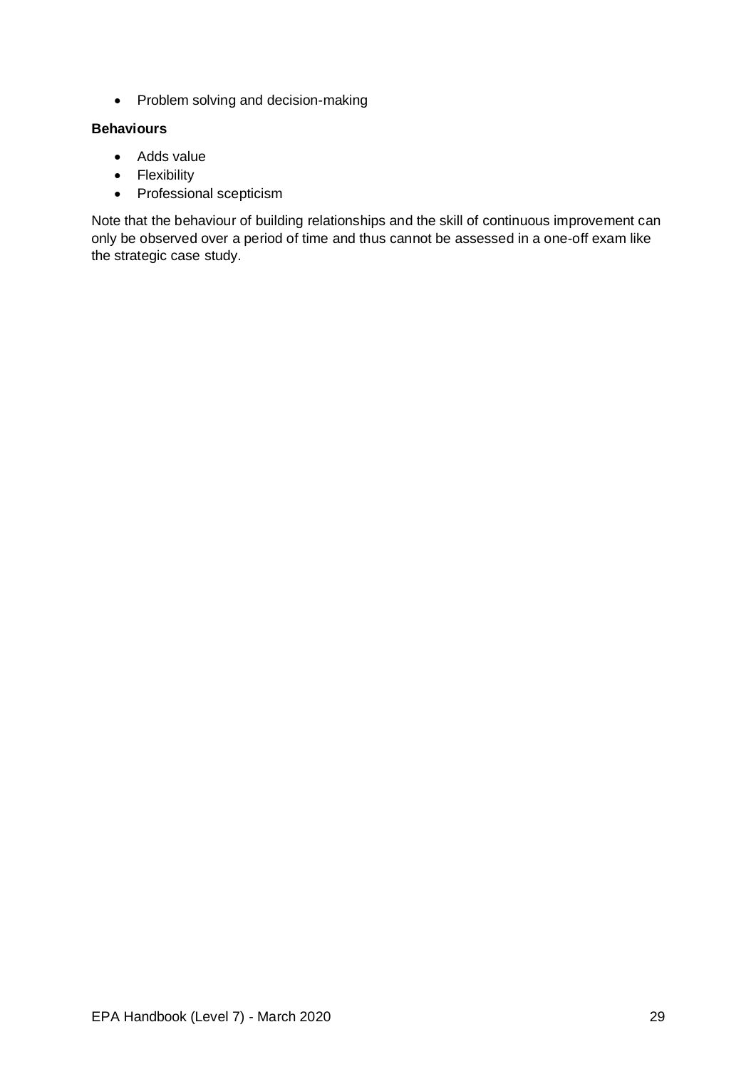- Problem solving and decision-making

**Behaviours**

- Adds value
- Flexibility
- Professional scepticism

Note that the behaviour of building relationships and the skill of continuous improvement can only be observed over a period of time and thus cannot be assessed in a one-off exam like the strategic case study.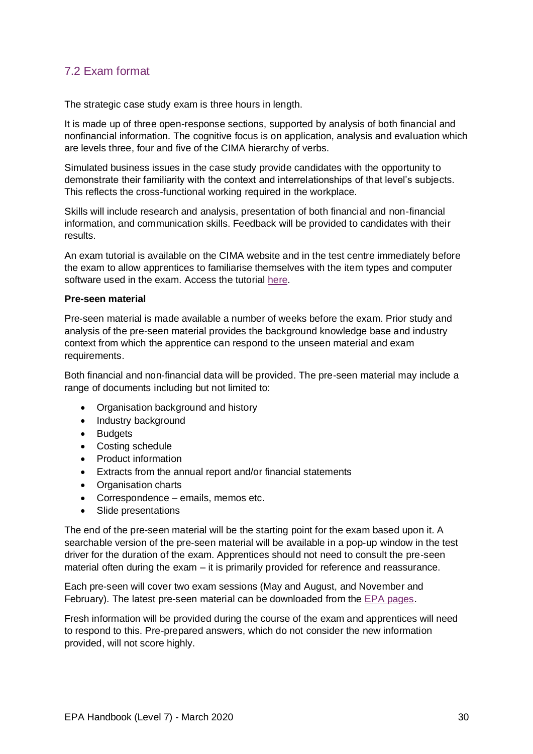## 7.2 Exam format

The strategic case study exam is three hours in length.

It is made up of three open-response sections, supported by analysis of both financial and nonfinancial information. The cognitive focus is on application, analysis and evaluation which are levels three, four and five of the CIMA hierarchy of verbs.

Simulated business issues in the case study provide candidates with the opportunity to demonstrate their familiarity with the context and interrelationships of that level's subjects. This reflects the cross-functional working required in the workplace.

Skills will include research and analysis, presentation of both financial and non-financial information, and communication skills. Feedback will be provided to candidates with their results.

An exam tutorial is available on the CIMA website and in the test centre immediately before the exam to allow apprentices to familiarise themselves with the item types and computer software used in the exam. Access the tutorial here.

**Pre-seen material**

Pre-seen material is made available a number of weeks before the exam. Prior study and analysis of the pre-seen material provides the background knowledge base and industry context from which the apprentice can respond to the unseen material and exam requirements.

Both financial and non-financial data will be provided. The pre-seen material may include a range of documents including but not limited to:

- Organisation background and history
- Industry background
- Budgets
- Costing schedule
- Product information
- Extracts from the annual report and/or financial statements
- Organisation charts
- Correspondence – emails, memos etc.
- Slide presentations

The end of the pre-seen material will be the starting point for the exam based upon it. A searchable version of the pre-seen material will be available in a pop-up window in the test driver for the duration of the exam. Apprentices should not need to consult the pre-seen material often during the exam – it is primarily provided for reference and reassurance.

Each pre-seen will cover two exam sessions (May and August, and November and February). The latest pre-seen material can be downloaded from the EPA pages.

Fresh information will be provided during the course of the exam and apprentices will need to respond to this. Pre-prepared answers, which do not consider the new information provided, will not score highly.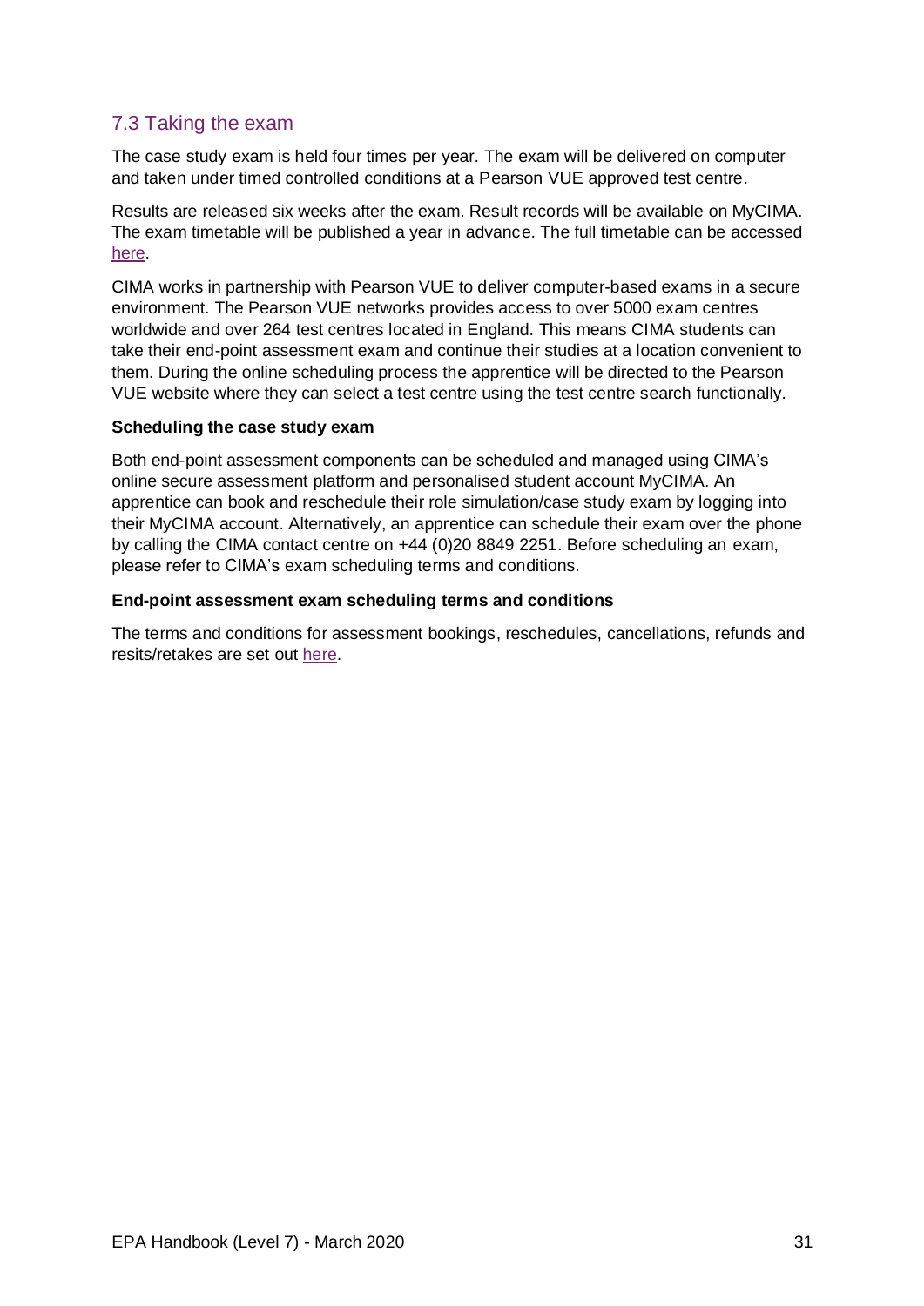## 7.3 Taking the exam

The case study exam is held four times per year. The exam will be delivered on computer and taken under timed controlled conditions at a Pearson VUE approved test centre.

Results are released six weeks after the exam. Result records will be available on MyCIMA. The exam timetable will be published a year in advance. The full timetable can be accessed here.

CIMA works in partnership with Pearson VUE to deliver computer-based exams in a secure environment. The Pearson VUE networks provides access to over 5000 exam centres worldwide and over 264 test centres located in England. This means CIMA students can take their end-point assessment exam and continue their studies at a location convenient to them. During the online scheduling process the apprentice will be directed to the Pearson VUE website where they can select a test centre using the test centre search functionally.

**Scheduling the case study exam**

Both end-point assessment components can be scheduled and managed using CIMA's online secure assessment platform and personalised student account MyCIMA. An apprentice can book and reschedule their role simulation/case study exam by logging into their MyCIMA account. Alternatively, an apprentice can schedule their exam over the phone by calling the CIMA contact centre on +44 (0)20 8849 2251. Before scheduling an exam, please refer to CIMA's exam scheduling terms and conditions.

**End-point assessment exam scheduling terms and conditions**

The terms and conditions for assessment bookings, reschedules, cancellations, refunds and resits/retakes are set out here.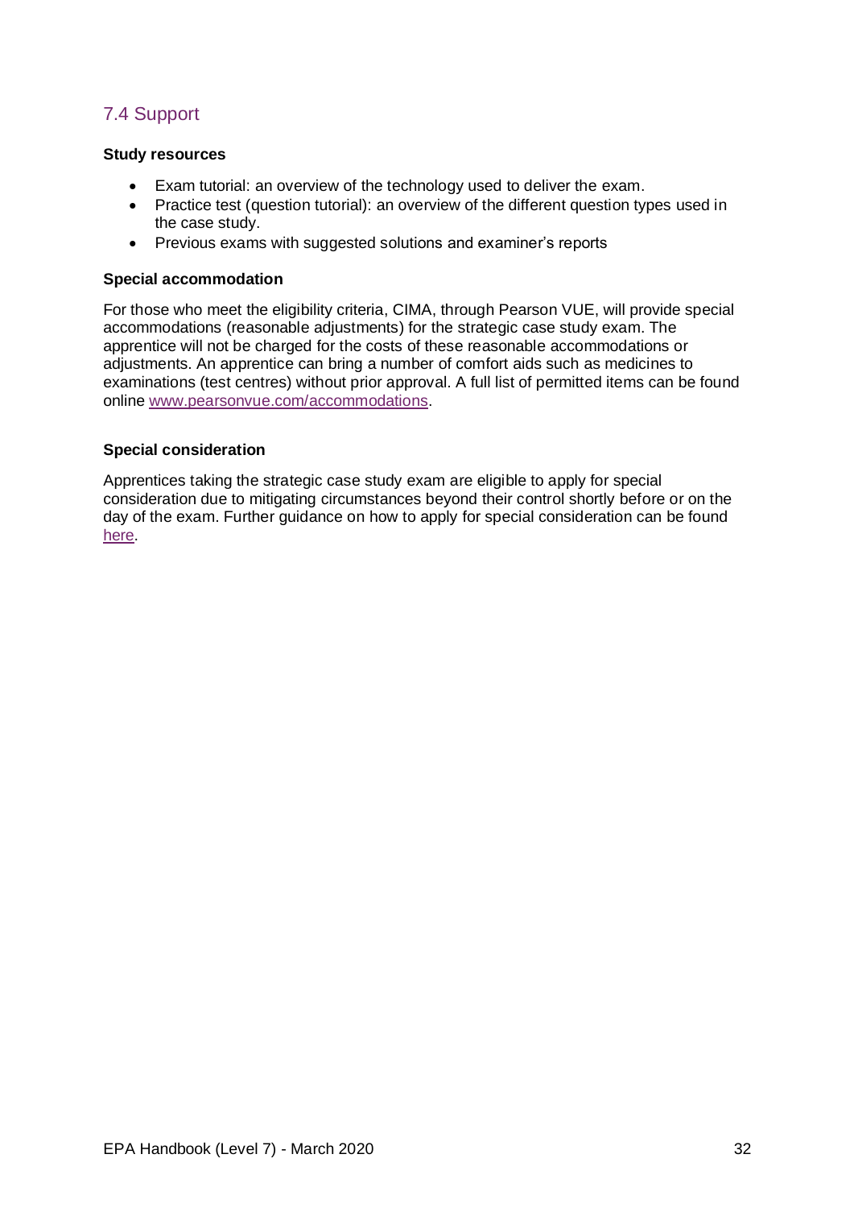## 7.4 Support

**Study resources**

- Exam tutorial: an overview of the technology used to deliver the exam.
- Practice test (question tutorial): an overview of the different question types used in the case study.
- Previous exams with suggested solutions and examiner's reports

**Special accommodation**

For those who meet the eligibility criteria, CIMA, through Pearson VUE, will provide special accommodations (reasonable adjustments) for the strategic case study exam. The apprentice will not be charged for the costs of these reasonable accommodations or adjustments. An apprentice can bring a number of comfort aids such as medicines to examinations (test centres) without prior approval. A full list of permitted items can be found online www.pearsonvue.com/accommodations.

**Special consideration**

Apprentices taking the strategic case study exam are eligible to apply for special consideration due to mitigating circumstances beyond their control shortly before or on the day of the exam. Further guidance on how to apply for special consideration can be found here.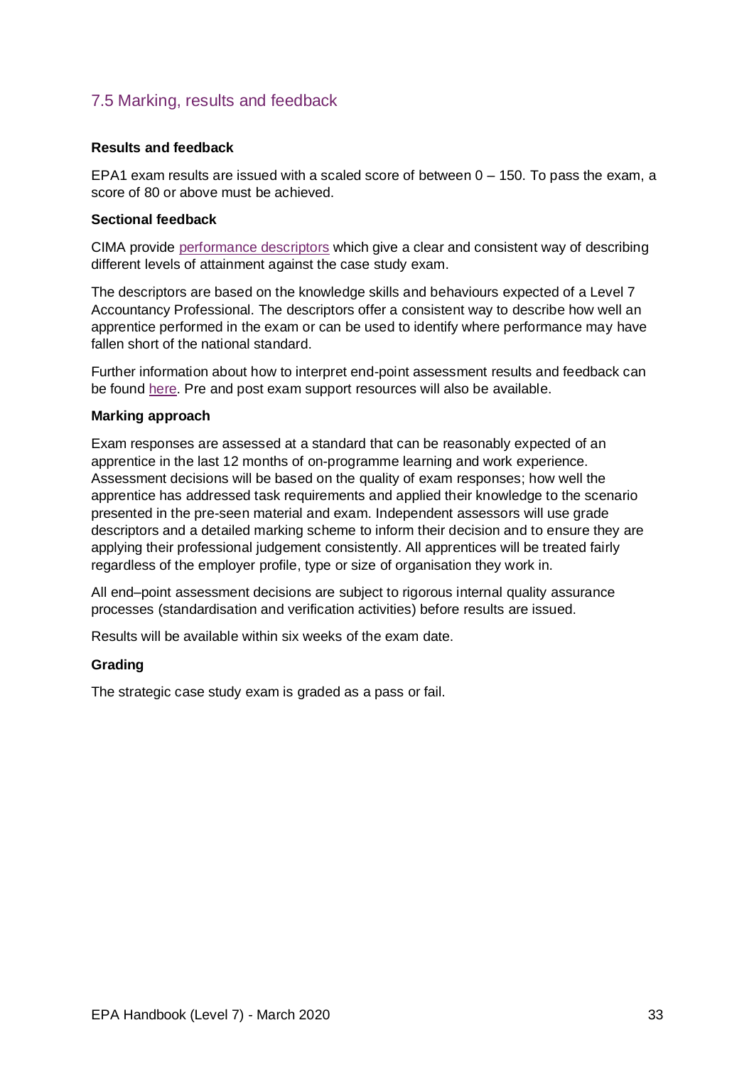## 7.5 Marking, results and feedback

**Results and feedback**

EPA1 exam results are issued with a scaled score of between 0 – 150. To pass the exam, a score of 80 or above must be achieved.

**Sectional feedback**

CIMA provide performance descriptors which give a clear and consistent way of describing different levels of attainment against the case study exam.

The descriptors are based on the knowledge skills and behaviours expected of a Level 7 Accountancy Professional. The descriptors offer a consistent way to describe how well an apprentice performed in the exam or can be used to identify where performance may have fallen short of the national standard.

Further information about how to interpret end-point assessment results and feedback can be found here. Pre and post exam support resources will also be available.

**Marking approach**

Exam responses are assessed at a standard that can be reasonably expected of an apprentice in the last 12 months of on-programme learning and work experience. Assessment decisions will be based on the quality of exam responses; how well the apprentice has addressed task requirements and applied their knowledge to the scenario presented in the pre-seen material and exam. Independent assessors will use grade descriptors and a detailed marking scheme to inform their decision and to ensure they are applying their professional judgement consistently. All apprentices will be treated fairly regardless of the employer profile, type or size of organisation they work in.

All end–point assessment decisions are subject to rigorous internal quality assurance processes (standardisation and verification activities) before results are issued.

Results will be available within six weeks of the exam date.

**Grading**

The strategic case study exam is graded as a pass or fail.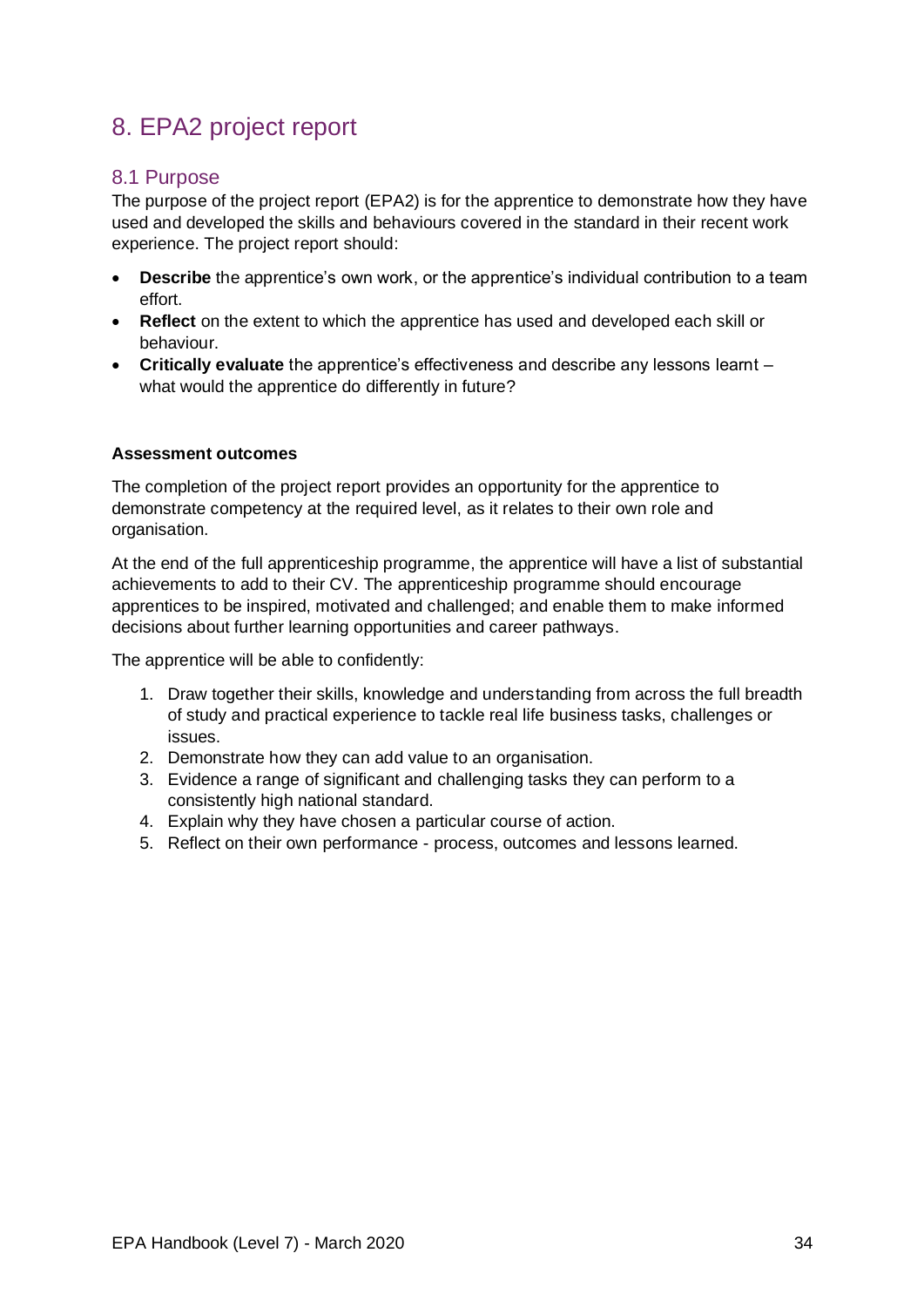# 8. EPA2 project report

## 8.1 Purpose

The purpose of the project report (EPA2) is for the apprentice to demonstrate how they have used and developed the skills and behaviours covered in the standard in their recent work experience. The project report should:

- **Describe** the apprentice's own work, or the apprentice's individual contribution to a team effort.
- **Reflect** on the extent to which the apprentice has used and developed each skill or behaviour.
- **Critically evaluate** the apprentice's effectiveness and describe any lessons learnt – what would the apprentice do differently in future?

**Assessment outcomes**

The completion of the project report provides an opportunity for the apprentice to demonstrate competency at the required level, as it relates to their own role and organisation.

At the end of the full apprenticeship programme, the apprentice will have a list of substantial achievements to add to their CV. The apprenticeship programme should encourage apprentices to be inspired, motivated and challenged; and enable them to make informed decisions about further learning opportunities and career pathways.

The apprentice will be able to confidently:

1. Draw together their skills, knowledge and understanding from across the full breadth of study and practical experience to tackle real life business tasks, challenges or issues.
2. Demonstrate how they can add value to an organisation.
3. Evidence a range of significant and challenging tasks they can perform to a consistently high national standard.
4. Explain why they have chosen a particular course of action.
5. Reflect on their own performance - process, outcomes and lessons learned.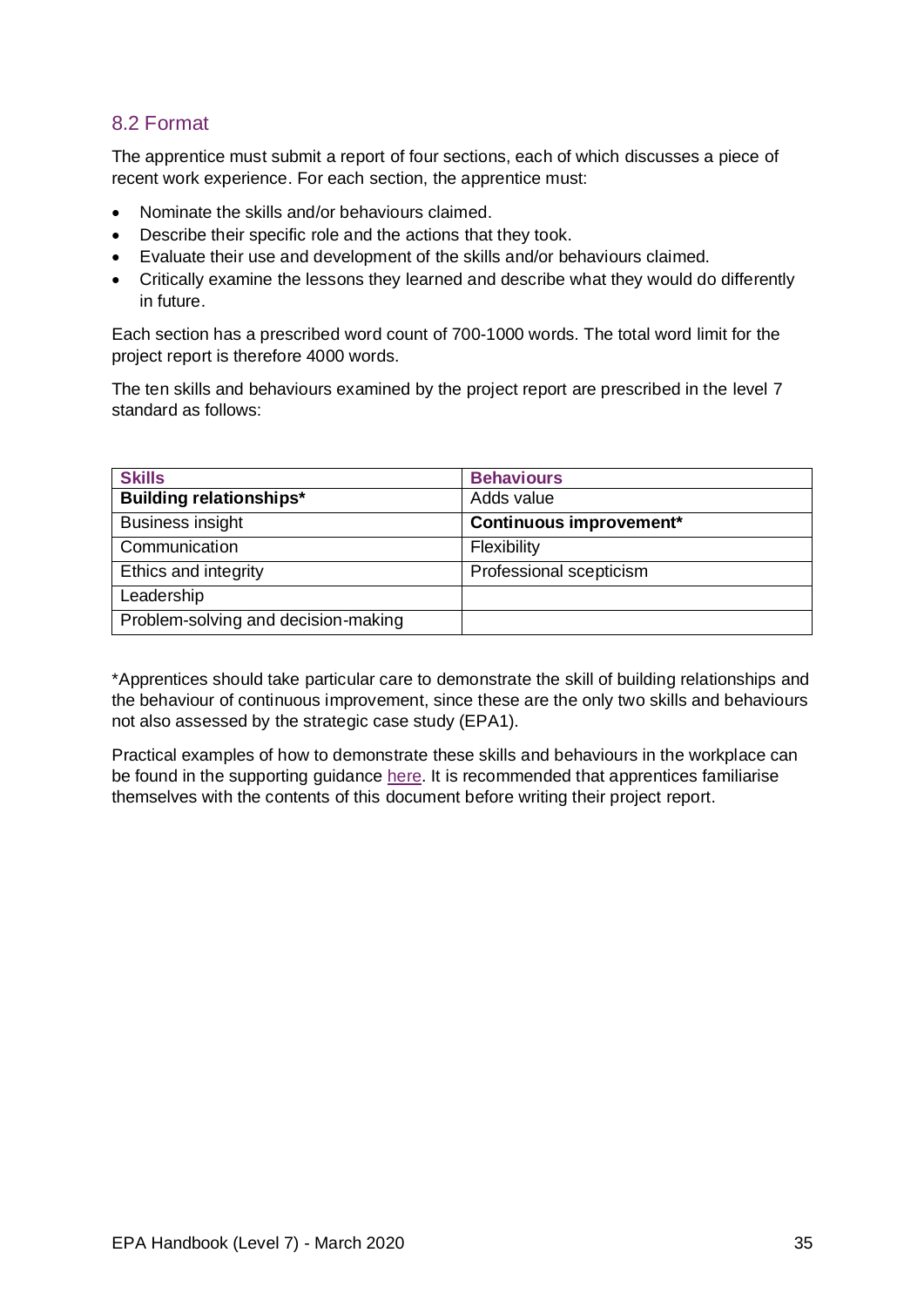## 8.2 Format

The apprentice must submit a report of four sections, each of which discusses a piece of recent work experience. For each section, the apprentice must:

- Nominate the skills and/or behaviours claimed.
- Describe their specific role and the actions that they took.
- Evaluate their use and development of the skills and/or behaviours claimed.
- Critically examine the lessons they learned and describe what they would do differently in future.

Each section has a prescribed word count of 700-1000 words. The total word limit for the project report is therefore 4000 words.

The ten skills and behaviours examined by the project report are prescribed in the level 7 standard as follows:

| Skills | Behaviours |
|---|---|
| **Building relationships*** | Adds value |
| Business insight | **Continuous improvement*** |
| Communication | Flexibility |
| Ethics and integrity | Professional scepticism |
| Leadership | |
| Problem-solving and decision-making | |

*Apprentices should take particular care to demonstrate the skill of building relationships and the behaviour of continuous improvement, since these are the only two skills and behaviours not also assessed by the strategic case study (EPA1).

Practical examples of how to demonstrate these skills and behaviours in the workplace can be found in the supporting guidance here. It is recommended that apprentices familiarise themselves with the contents of this document before writing their project report.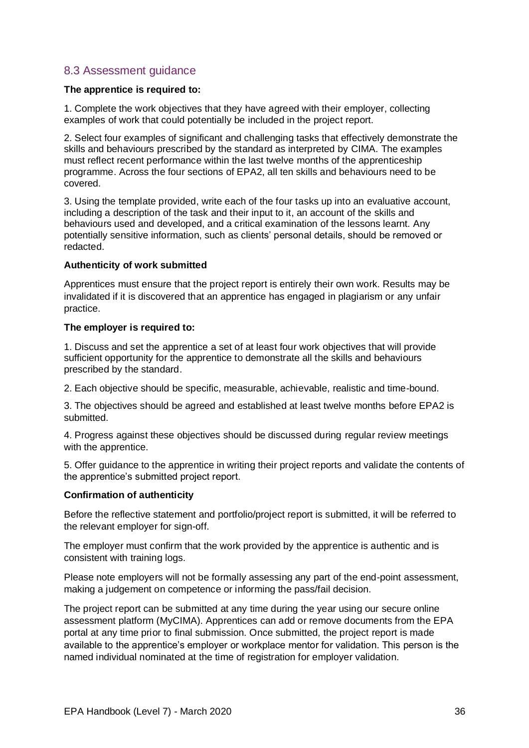## 8.3 Assessment guidance

**The apprentice is required to:**

1. Complete the work objectives that they have agreed with their employer, collecting examples of work that could potentially be included in the project report.

2. Select four examples of significant and challenging tasks that effectively demonstrate the skills and behaviours prescribed by the standard as interpreted by CIMA. The examples must reflect recent performance within the last twelve months of the apprenticeship programme. Across the four sections of EPA2, all ten skills and behaviours need to be covered.

3. Using the template provided, write each of the four tasks up into an evaluative account, including a description of the task and their input to it, an account of the skills and behaviours used and developed, and a critical examination of the lessons learnt. Any potentially sensitive information, such as clients' personal details, should be removed or redacted.

**Authenticity of work submitted**

Apprentices must ensure that the project report is entirely their own work. Results may be invalidated if it is discovered that an apprentice has engaged in plagiarism or any unfair practice.

**The employer is required to:**

1. Discuss and set the apprentice a set of at least four work objectives that will provide sufficient opportunity for the apprentice to demonstrate all the skills and behaviours prescribed by the standard.

2. Each objective should be specific, measurable, achievable, realistic and time-bound.

3. The objectives should be agreed and established at least twelve months before EPA2 is submitted.

4. Progress against these objectives should be discussed during regular review meetings with the apprentice.

5. Offer guidance to the apprentice in writing their project reports and validate the contents of the apprentice's submitted project report.

**Confirmation of authenticity**

Before the reflective statement and portfolio/project report is submitted, it will be referred to the relevant employer for sign-off.

The employer must confirm that the work provided by the apprentice is authentic and is consistent with training logs.

Please note employers will not be formally assessing any part of the end-point assessment, making a judgement on competence or informing the pass/fail decision.

The project report can be submitted at any time during the year using our secure online assessment platform (MyCIMA). Apprentices can add or remove documents from the EPA portal at any time prior to final submission. Once submitted, the project report is made available to the apprentice's employer or workplace mentor for validation. This person is the named individual nominated at the time of registration for employer validation.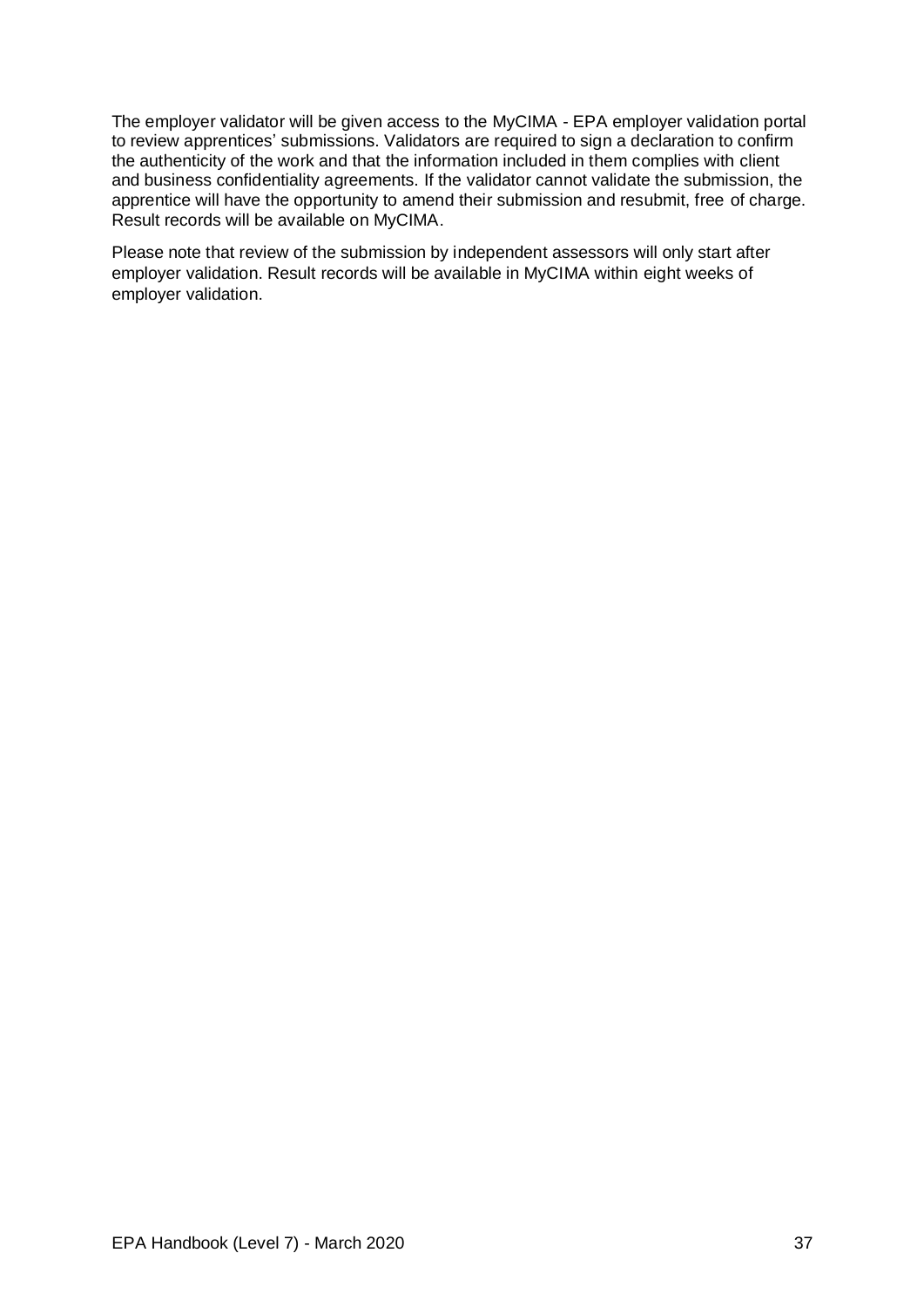The employer validator will be given access to the MyCIMA - EPA employer validation portal to review apprentices' submissions. Validators are required to sign a declaration to confirm the authenticity of the work and that the information included in them complies with client and business confidentiality agreements. If the validator cannot validate the submission, the apprentice will have the opportunity to amend their submission and resubmit, free of charge. Result records will be available on MyCIMA.

Please note that review of the submission by independent assessors will only start after employer validation. Result records will be available in MyCIMA within eight weeks of employer validation.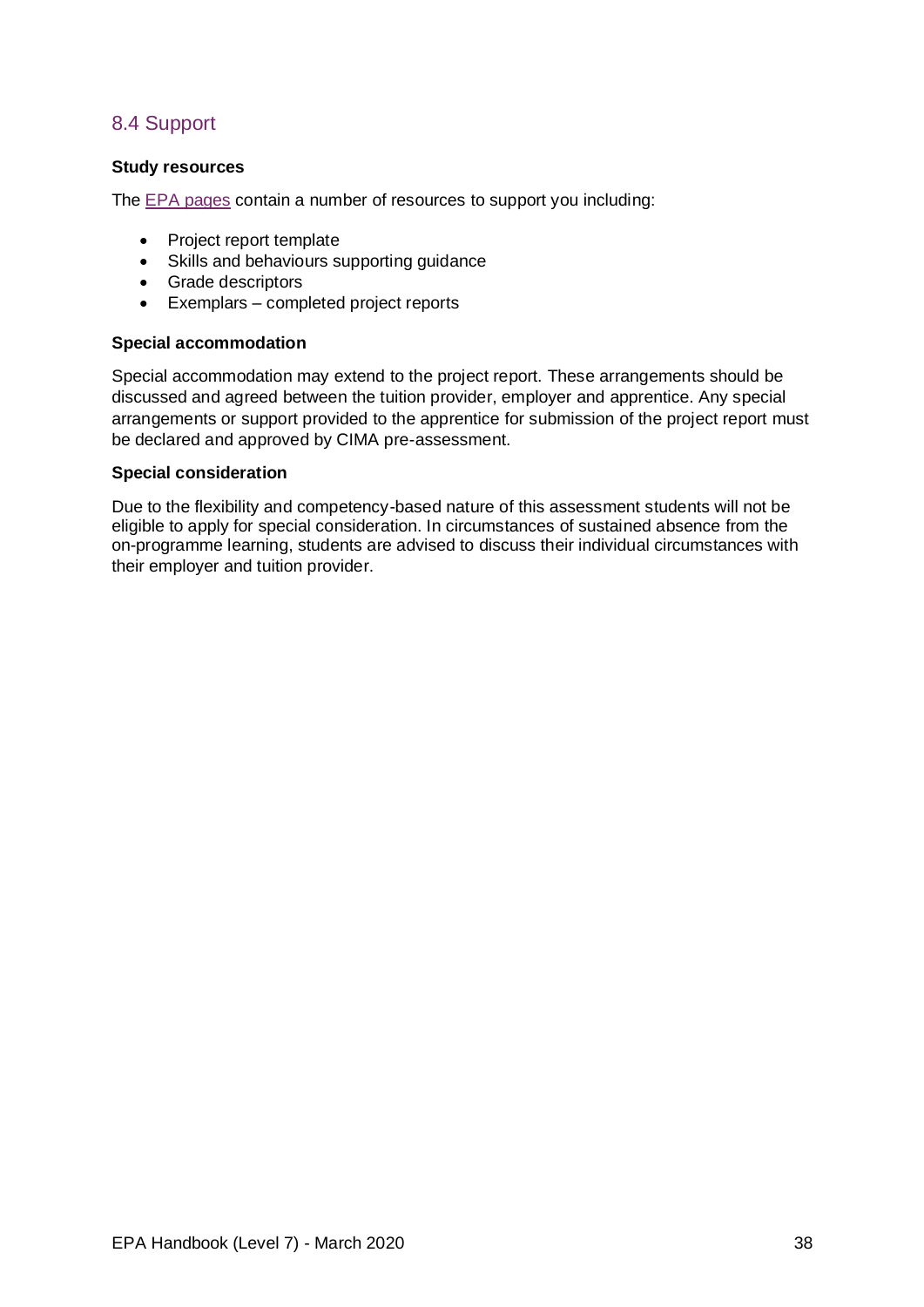## 8.4 Support

**Study resources**

The [EPA pages] contain a number of resources to support you including:

- Project report template
- Skills and behaviours supporting guidance
- Grade descriptors
- Exemplars – completed project reports

**Special accommodation**

Special accommodation may extend to the project report. These arrangements should be discussed and agreed between the tuition provider, employer and apprentice. Any special arrangements or support provided to the apprentice for submission of the project report must be declared and approved by CIMA pre-assessment.

**Special consideration**

Due to the flexibility and competency-based nature of this assessment students will not be eligible to apply for special consideration. In circumstances of sustained absence from the on-programme learning, students are advised to discuss their individual circumstances with their employer and tuition provider.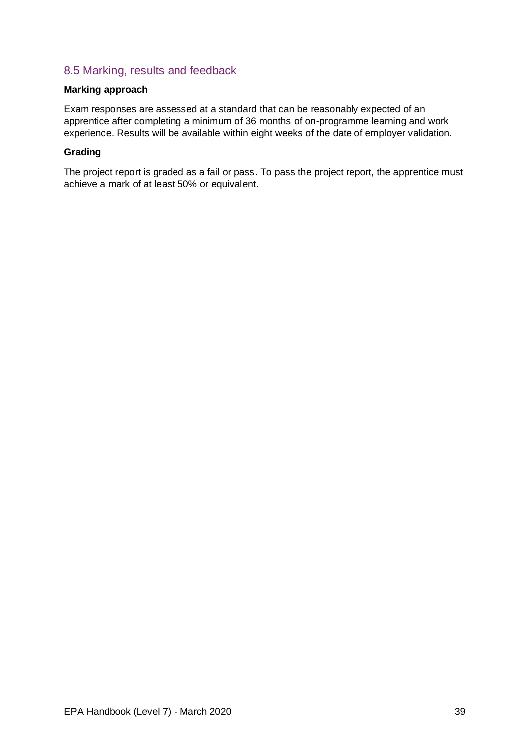## 8.5 Marking, results and feedback

**Marking approach**

Exam responses are assessed at a standard that can be reasonably expected of an apprentice after completing a minimum of 36 months of on-programme learning and work experience. Results will be available within eight weeks of the date of employer validation.

**Grading**

The project report is graded as a fail or pass. To pass the project report, the apprentice must achieve a mark of at least 50% or equivalent.